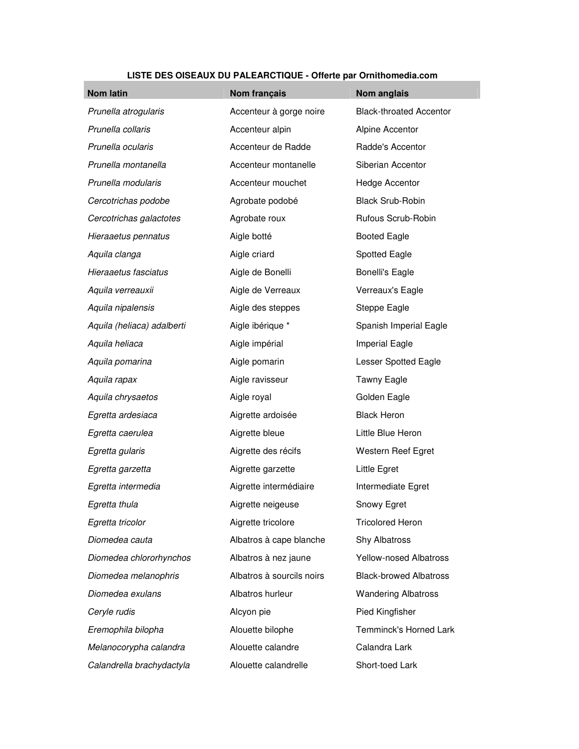**LISTE DES OISEAUX DU PALEARCTIQUE - Offerte par Ornithomedia.com**

| Nom latin | Nom français | Nom anglais |
|---|---|---|
| *Prunella atrogularis* | Accenteur à gorge noire | Black-throated Accentor |
| *Prunella collaris* | Accenteur alpin | Alpine Accentor |
| *Prunella ocularis* | Accenteur de Radde | Radde's Accentor |
| *Prunella montanella* | Accenteur montanelle | Siberian Accentor |
| *Prunella modularis* | Accenteur mouchet | Hedge Accentor |
| *Cercotrichas podobe* | Agrobate podobé | Black Srub-Robin |
| *Cercotrichas galactotes* | Agrobate roux | Rufous Scrub-Robin |
| *Hieraaetus pennatus* | Aigle botté | Booted Eagle |
| *Aquila clanga* | Aigle criard | Spotted Eagle |
| *Hieraaetus fasciatus* | Aigle de Bonelli | Bonelli's Eagle |
| *Aquila verreauxii* | Aigle de Verreaux | Verreaux's Eagle |
| *Aquila nipalensis* | Aigle des steppes | Steppe Eagle |
| *Aquila (heliaca) adalberti* | Aigle ibérique * | Spanish Imperial Eagle |
| *Aquila heliaca* | Aigle impérial | Imperial Eagle |
| *Aquila pomarina* | Aigle pomarin | Lesser Spotted Eagle |
| *Aquila rapax* | Aigle ravisseur | Tawny Eagle |
| *Aquila chrysaetos* | Aigle royal | Golden Eagle |
| *Egretta ardesiaca* | Aigrette ardoisée | Black Heron |
| *Egretta caerulea* | Aigrette bleue | Little Blue Heron |
| *Egretta gularis* | Aigrette des récifs | Western Reef Egret |
| *Egretta garzetta* | Aigrette garzette | Little Egret |
| *Egretta intermedia* | Aigrette intermédiaire | Intermediate Egret |
| *Egretta thula* | Aigrette neigeuse | Snowy Egret |
| *Egretta tricolor* | Aigrette tricolore | Tricolored Heron |
| *Diomedea cauta* | Albatros à cape blanche | Shy Albatross |
| *Diomedea chlororhynchos* | Albatros à nez jaune | Yellow-nosed Albatross |
| *Diomedea melanophris* | Albatros à sourcils noirs | Black-browed Albatross |
| *Diomedea exulans* | Albatros hurleur | Wandering Albatross |
| *Ceryle rudis* | Alcyon pie | Pied Kingfisher |
| *Eremophila bilopha* | Alouette bilophe | Temminck's Horned Lark |
| *Melanocorypha calandra* | Alouette calandre | Calandra Lark |
| *Calandrella brachydactyla* | Alouette calandrelle | Short-toed Lark |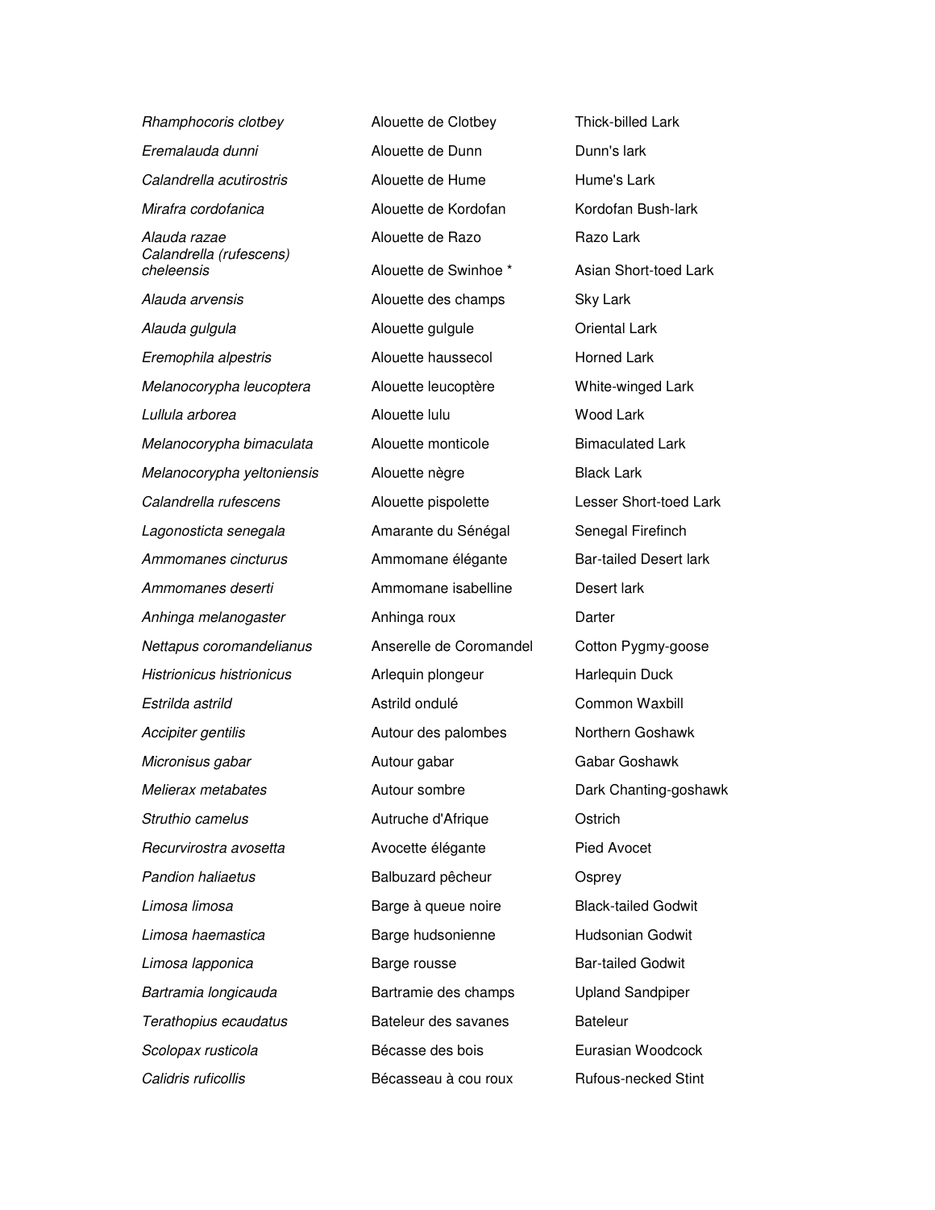| | | |
|---|---|---|
| *Rhamphocoris clotbey* | Alouette de Clotbey | Thick-billed Lark |
| *Eremalauda dunni* | Alouette de Dunn | Dunn's lark |
| *Calandrella acutirostris* | Alouette de Hume | Hume's Lark |
| *Mirafra cordofanica* | Alouette de Kordofan | Kordofan Bush-lark |
| *Alauda razae* | Alouette de Razo | Razo Lark |
| *Calandrella (rufescens) cheleensis* | Alouette de Swinhoe * | Asian Short-toed Lark |
| *Alauda arvensis* | Alouette des champs | Sky Lark |
| *Alauda gulgula* | Alouette gulgule | Oriental Lark |
| *Eremophila alpestris* | Alouette haussecol | Horned Lark |
| *Melanocorypha leucoptera* | Alouette leucoptère | White-winged Lark |
| *Lullula arborea* | Alouette lulu | Wood Lark |
| *Melanocorypha bimaculata* | Alouette monticole | Bimaculated Lark |
| *Melanocorypha yeltoniensis* | Alouette nègre | Black Lark |
| *Calandrella rufescens* | Alouette pispolette | Lesser Short-toed Lark |
| *Lagonosticta senegala* | Amarante du Sénégal | Senegal Firefinch |
| *Ammomanes cincturus* | Ammomane élégante | Bar-tailed Desert lark |
| *Ammomanes deserti* | Ammomane isabelline | Desert lark |
| *Anhinga melanogaster* | Anhinga roux | Darter |
| *Nettapus coromandelianus* | Anserelle de Coromandel | Cotton Pygmy-goose |
| *Histrionicus histrionicus* | Arlequin plongeur | Harlequin Duck |
| *Estrilda astrild* | Astrild ondulé | Common Waxbill |
| *Accipiter gentilis* | Autour des palombes | Northern Goshawk |
| *Micronisus gabar* | Autour gabar | Gabar Goshawk |
| *Melierax metabates* | Autour sombre | Dark Chanting-goshawk |
| *Struthio camelus* | Autruche d'Afrique | Ostrich |
| *Recurvirostra avosetta* | Avocette élégante | Pied Avocet |
| *Pandion haliaetus* | Balbuzard pêcheur | Osprey |
| *Limosa limosa* | Barge à queue noire | Black-tailed Godwit |
| *Limosa haemastica* | Barge hudsonienne | Hudsonian Godwit |
| *Limosa lapponica* | Barge rousse | Bar-tailed Godwit |
| *Bartramia longicauda* | Bartramie des champs | Upland Sandpiper |
| *Terathopius ecaudatus* | Bateleur des savanes | Bateleur |
| *Scolopax rusticola* | Bécasse des bois | Eurasian Woodcock |
| *Calidris ruficollis* | Bécasseau à cou roux | Rufous-necked Stint |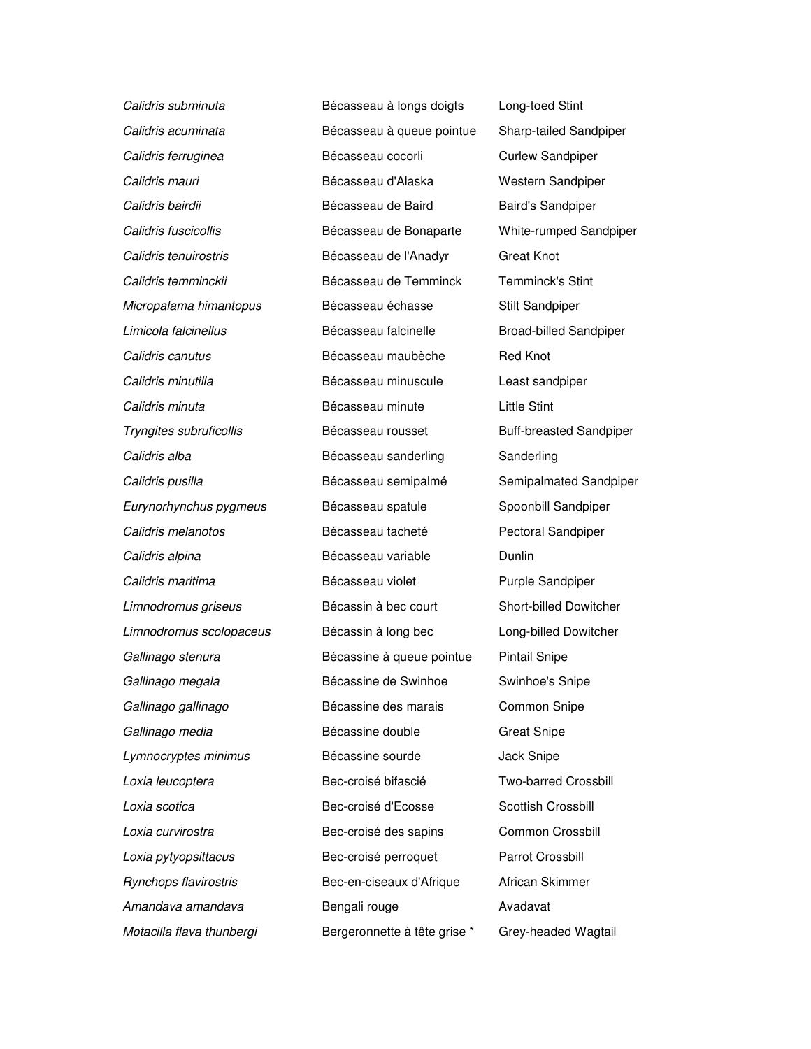| | | |
|---|---|---|
| *Calidris subminuta* | Bécasseau à longs doigts | Long-toed Stint |
| *Calidris acuminata* | Bécasseau à queue pointue | Sharp-tailed Sandpiper |
| *Calidris ferruginea* | Bécasseau cocorli | Curlew Sandpiper |
| *Calidris mauri* | Bécasseau d'Alaska | Western Sandpiper |
| *Calidris bairdii* | Bécasseau de Baird | Baird's Sandpiper |
| *Calidris fuscicollis* | Bécasseau de Bonaparte | White-rumped Sandpiper |
| *Calidris tenuirostris* | Bécasseau de l'Anadyr | Great Knot |
| *Calidris temminckii* | Bécasseau de Temminck | Temminck's Stint |
| *Micropalama himantopus* | Bécasseau échasse | Stilt Sandpiper |
| *Limicola falcinellus* | Bécasseau falcinelle | Broad-billed Sandpiper |
| *Calidris canutus* | Bécasseau maubèche | Red Knot |
| *Calidris minutilla* | Bécasseau minuscule | Least sandpiper |
| *Calidris minuta* | Bécasseau minute | Little Stint |
| *Tryngites subruficollis* | Bécasseau rousset | Buff-breasted Sandpiper |
| *Calidris alba* | Bécasseau sanderling | Sanderling |
| *Calidris pusilla* | Bécasseau semipalmé | Semipalmated Sandpiper |
| *Eurynorhynchus pygmeus* | Bécasseau spatule | Spoonbill Sandpiper |
| *Calidris melanotos* | Bécasseau tacheté | Pectoral Sandpiper |
| *Calidris alpina* | Bécasseau variable | Dunlin |
| *Calidris maritima* | Bécasseau violet | Purple Sandpiper |
| *Limnodromus griseus* | Bécassin à bec court | Short-billed Dowitcher |
| *Limnodromus scolopaceus* | Bécassin à long bec | Long-billed Dowitcher |
| *Gallinago stenura* | Bécassine à queue pointue | Pintail Snipe |
| *Gallinago megala* | Bécassine de Swinhoe | Swinhoe's Snipe |
| *Gallinago gallinago* | Bécassine des marais | Common Snipe |
| *Gallinago media* | Bécassine double | Great Snipe |
| *Lymnocryptes minimus* | Bécassine sourde | Jack Snipe |
| *Loxia leucoptera* | Bec-croisé bifascié | Two-barred Crossbill |
| *Loxia scotica* | Bec-croisé d'Ecosse | Scottish Crossbill |
| *Loxia curvirostra* | Bec-croisé des sapins | Common Crossbill |
| *Loxia pytyopsittacus* | Bec-croisé perroquet | Parrot Crossbill |
| *Rynchops flavirostris* | Bec-en-ciseaux d'Afrique | African Skimmer |
| *Amandava amandava* | Bengali rouge | Avadavat |
| *Motacilla flava thunbergi* | Bergeronnette à tête grise * | Grey-headed Wagtail |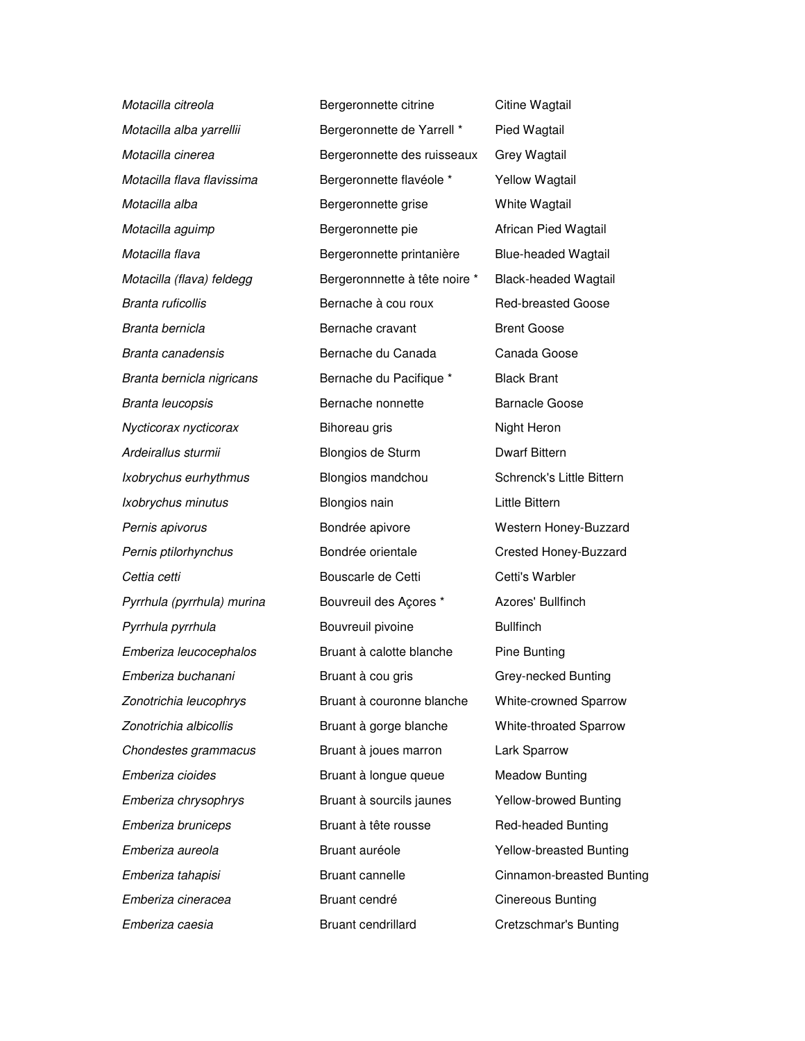| | | |
|---|---|---|
| *Motacilla citreola* | Bergeronnette citrine | Citine Wagtail |
| *Motacilla alba yarrellii* | Bergeronnette de Yarrell * | Pied Wagtail |
| *Motacilla cinerea* | Bergeronnette des ruisseaux | Grey Wagtail |
| *Motacilla flava flavissima* | Bergeronnette flavéole * | Yellow Wagtail |
| *Motacilla alba* | Bergeronnette grise | White Wagtail |
| *Motacilla aguimp* | Bergeronnette pie | African Pied Wagtail |
| *Motacilla flava* | Bergeronnette printanière | Blue-headed Wagtail |
| *Motacilla (flava) feldegg* | Bergeronnnette à tête noire * | Black-headed Wagtail |
| *Branta ruficollis* | Bernache à cou roux | Red-breasted Goose |
| *Branta bernicla* | Bernache cravant | Brent Goose |
| *Branta canadensis* | Bernache du Canada | Canada Goose |
| *Branta bernicla nigricans* | Bernache du Pacifique * | Black Brant |
| *Branta leucopsis* | Bernache nonnette | Barnacle Goose |
| *Nycticorax nycticorax* | Bihoreau gris | Night Heron |
| *Ardeirallus sturmii* | Blongios de Sturm | Dwarf Bittern |
| *Ixobrychus eurhythmus* | Blongios mandchou | Schrenck's Little Bittern |
| *Ixobrychus minutus* | Blongios nain | Little Bittern |
| *Pernis apivorus* | Bondrée apivore | Western Honey-Buzzard |
| *Pernis ptilorhynchus* | Bondrée orientale | Crested Honey-Buzzard |
| *Cettia cetti* | Bouscarle de Cetti | Cetti's Warbler |
| *Pyrrhula (pyrrhula) murina* | Bouvreuil des Açores * | Azores' Bullfinch |
| *Pyrrhula pyrrhula* | Bouvreuil pivoine | Bullfinch |
| *Emberiza leucocephalos* | Bruant à calotte blanche | Pine Bunting |
| *Emberiza buchanani* | Bruant à cou gris | Grey-necked Bunting |
| *Zonotrichia leucophrys* | Bruant à couronne blanche | White-crowned Sparrow |
| *Zonotrichia albicollis* | Bruant à gorge blanche | White-throated Sparrow |
| *Chondestes grammacus* | Bruant à joues marron | Lark Sparrow |
| *Emberiza cioides* | Bruant à longue queue | Meadow Bunting |
| *Emberiza chrysophrys* | Bruant à sourcils jaunes | Yellow-browed Bunting |
| *Emberiza bruniceps* | Bruant à tête rousse | Red-headed Bunting |
| *Emberiza aureola* | Bruant auréole | Yellow-breasted Bunting |
| *Emberiza tahapisi* | Bruant cannelle | Cinnamon-breasted Bunting |
| *Emberiza cineracea* | Bruant cendré | Cinereous Bunting |
| *Emberiza caesia* | Bruant cendrillard | Cretzschmar's Bunting |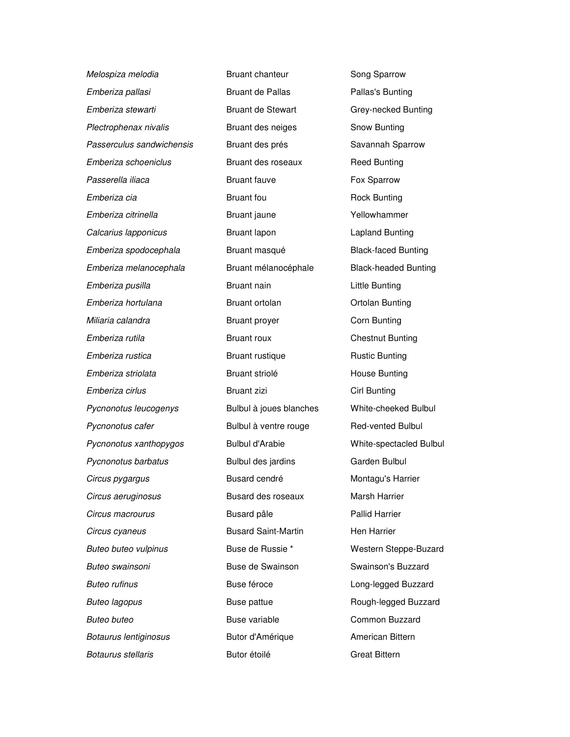| | | |
|---|---|---|
| *Melospiza melodia* | Bruant chanteur | Song Sparrow |
| *Emberiza pallasi* | Bruant de Pallas | Pallas's Bunting |
| *Emberiza stewarti* | Bruant de Stewart | Grey-necked Bunting |
| *Plectrophenax nivalis* | Bruant des neiges | Snow Bunting |
| *Passerculus sandwichensis* | Bruant des prés | Savannah Sparrow |
| *Emberiza schoeniclus* | Bruant des roseaux | Reed Bunting |
| *Passerella iliaca* | Bruant fauve | Fox Sparrow |
| *Emberiza cia* | Bruant fou | Rock Bunting |
| *Emberiza citrinella* | Bruant jaune | Yellowhammer |
| *Calcarius lapponicus* | Bruant lapon | Lapland Bunting |
| *Emberiza spodocephala* | Bruant masqué | Black-faced Bunting |
| *Emberiza melanocephala* | Bruant mélanocéphale | Black-headed Bunting |
| *Emberiza pusilla* | Bruant nain | Little Bunting |
| *Emberiza hortulana* | Bruant ortolan | Ortolan Bunting |
| *Miliaria calandra* | Bruant proyer | Corn Bunting |
| *Emberiza rutila* | Bruant roux | Chestnut Bunting |
| *Emberiza rustica* | Bruant rustique | Rustic Bunting |
| *Emberiza striolata* | Bruant striolé | House Bunting |
| *Emberiza cirlus* | Bruant zizi | Cirl Bunting |
| *Pycnonotus leucogenys* | Bulbul à joues blanches | White-cheeked Bulbul |
| *Pycnonotus cafer* | Bulbul à ventre rouge | Red-vented Bulbul |
| *Pycnonotus xanthopygos* | Bulbul d'Arabie | White-spectacled Bulbul |
| *Pycnonotus barbatus* | Bulbul des jardins | Garden Bulbul |
| *Circus pygargus* | Busard cendré | Montagu's Harrier |
| *Circus aeruginosus* | Busard des roseaux | Marsh Harrier |
| *Circus macrourus* | Busard pâle | Pallid Harrier |
| *Circus cyaneus* | Busard Saint-Martin | Hen Harrier |
| *Buteo buteo vulpinus* | Buse de Russie * | Western Steppe-Buzard |
| *Buteo swainsoni* | Buse de Swainson | Swainson's Buzzard |
| *Buteo rufinus* | Buse féroce | Long-legged Buzzard |
| *Buteo lagopus* | Buse pattue | Rough-legged Buzzard |
| *Buteo buteo* | Buse variable | Common Buzzard |
| *Botaurus lentiginosus* | Butor d'Amérique | American Bittern |
| *Botaurus stellaris* | Butor étoilé | Great Bittern |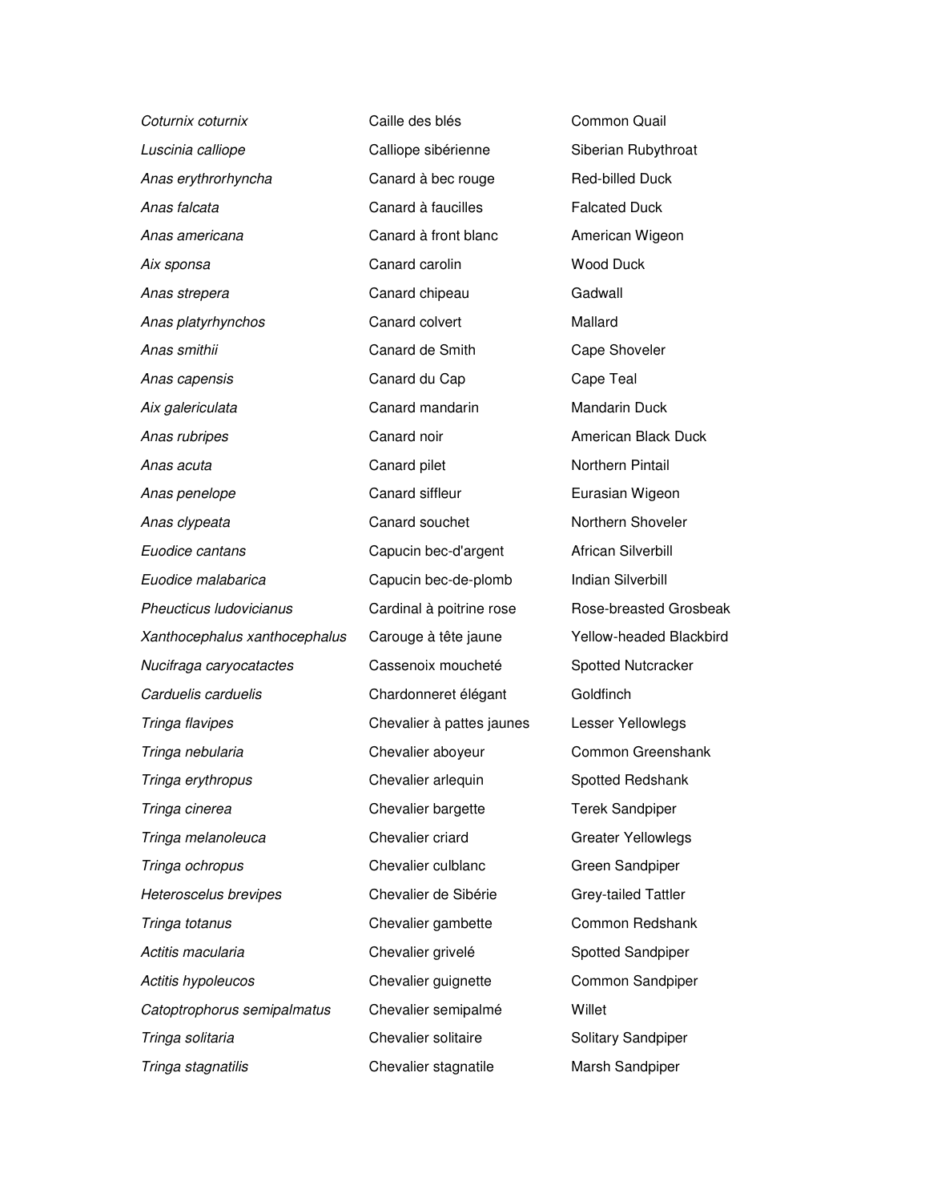| | | |
|---|---|---|
| *Coturnix coturnix* | Caille des blés | Common Quail |
| *Luscinia calliope* | Calliope sibérienne | Siberian Rubythroat |
| *Anas erythrorhyncha* | Canard à bec rouge | Red-billed Duck |
| *Anas falcata* | Canard à faucilles | Falcated Duck |
| *Anas americana* | Canard à front blanc | American Wigeon |
| *Aix sponsa* | Canard carolin | Wood Duck |
| *Anas strepera* | Canard chipeau | Gadwall |
| *Anas platyrhynchos* | Canard colvert | Mallard |
| *Anas smithii* | Canard de Smith | Cape Shoveler |
| *Anas capensis* | Canard du Cap | Cape Teal |
| *Aix galericulata* | Canard mandarin | Mandarin Duck |
| *Anas rubripes* | Canard noir | American Black Duck |
| *Anas acuta* | Canard pilet | Northern Pintail |
| *Anas penelope* | Canard siffleur | Eurasian Wigeon |
| *Anas clypeata* | Canard souchet | Northern Shoveler |
| *Euodice cantans* | Capucin bec-d'argent | African Silverbill |
| *Euodice malabarica* | Capucin bec-de-plomb | Indian Silverbill |
| *Pheucticus ludovicianus* | Cardinal à poitrine rose | Rose-breasted Grosbeak |
| *Xanthocephalus xanthocephalus* | Carouge à tête jaune | Yellow-headed Blackbird |
| *Nucifraga caryocatactes* | Cassenoix moucheté | Spotted Nutcracker |
| *Carduelis carduelis* | Chardonneret élégant | Goldfinch |
| *Tringa flavipes* | Chevalier à pattes jaunes | Lesser Yellowlegs |
| *Tringa nebularia* | Chevalier aboyeur | Common Greenshank |
| *Tringa erythropus* | Chevalier arlequin | Spotted Redshank |
| *Tringa cinerea* | Chevalier bargette | Terek Sandpiper |
| *Tringa melanoleuca* | Chevalier criard | Greater Yellowlegs |
| *Tringa ochropus* | Chevalier culblanc | Green Sandpiper |
| *Heteroscelus brevipes* | Chevalier de Sibérie | Grey-tailed Tattler |
| *Tringa totanus* | Chevalier gambette | Common Redshank |
| *Actitis macularia* | Chevalier grivelé | Spotted Sandpiper |
| *Actitis hypoleucos* | Chevalier guignette | Common Sandpiper |
| *Catoptrophorus semipalmatus* | Chevalier semipalmé | Willet |
| *Tringa solitaria* | Chevalier solitaire | Solitary Sandpiper |
| *Tringa stagnatilis* | Chevalier stagnatile | Marsh Sandpiper |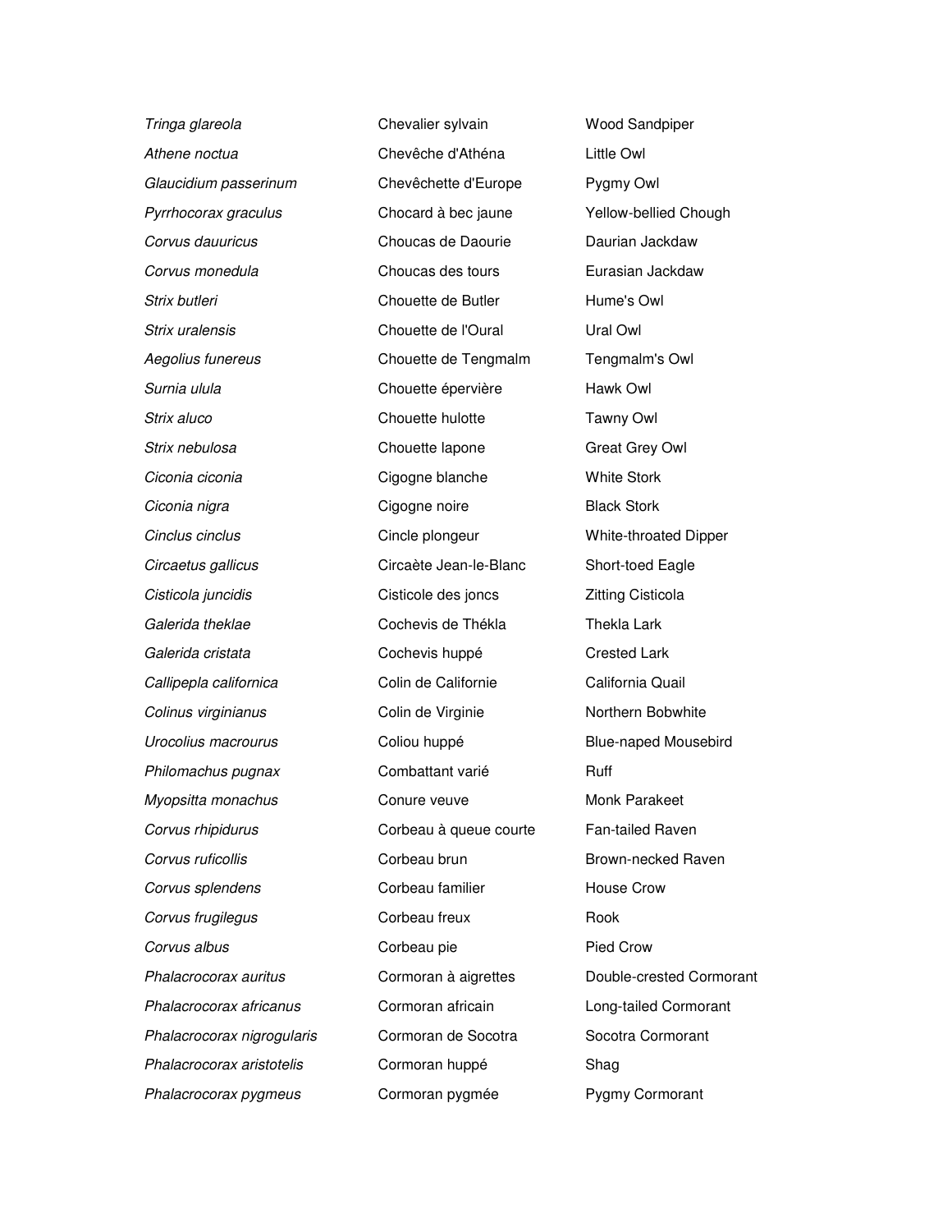| | | |
|---|---|---|
| *Tringa glareola* | Chevalier sylvain | Wood Sandpiper |
| *Athene noctua* | Chevêche d'Athéna | Little Owl |
| *Glaucidium passerinum* | Chevêchette d'Europe | Pygmy Owl |
| *Pyrrhocorax graculus* | Chocard à bec jaune | Yellow-bellied Chough |
| *Corvus dauuricus* | Choucas de Daourie | Daurian Jackdaw |
| *Corvus monedula* | Choucas des tours | Eurasian Jackdaw |
| *Strix butleri* | Chouette de Butler | Hume's Owl |
| *Strix uralensis* | Chouette de l'Oural | Ural Owl |
| *Aegolius funereus* | Chouette de Tengmalm | Tengmalm's Owl |
| *Surnia ulula* | Chouette épervière | Hawk Owl |
| *Strix aluco* | Chouette hulotte | Tawny Owl |
| *Strix nebulosa* | Chouette lapone | Great Grey Owl |
| *Ciconia ciconia* | Cigogne blanche | White Stork |
| *Ciconia nigra* | Cigogne noire | Black Stork |
| *Cinclus cinclus* | Cincle plongeur | White-throated Dipper |
| *Circaetus gallicus* | Circaète Jean-le-Blanc | Short-toed Eagle |
| *Cisticola juncidis* | Cisticole des joncs | Zitting Cisticola |
| *Galerida theklae* | Cochevis de Thékla | Thekla Lark |
| *Galerida cristata* | Cochevis huppé | Crested Lark |
| *Callipepla californica* | Colin de Californie | California Quail |
| *Colinus virginianus* | Colin de Virginie | Northern Bobwhite |
| *Urocolius macrourus* | Coliou huppé | Blue-naped Mousebird |
| *Philomachus pugnax* | Combattant varié | Ruff |
| *Myopsitta monachus* | Conure veuve | Monk Parakeet |
| *Corvus rhipidurus* | Corbeau à queue courte | Fan-tailed Raven |
| *Corvus ruficollis* | Corbeau brun | Brown-necked Raven |
| *Corvus splendens* | Corbeau familier | House Crow |
| *Corvus frugilegus* | Corbeau freux | Rook |
| *Corvus albus* | Corbeau pie | Pied Crow |
| *Phalacrocorax auritus* | Cormoran à aigrettes | Double-crested Cormorant |
| *Phalacrocorax africanus* | Cormoran africain | Long-tailed Cormorant |
| *Phalacrocorax nigrogularis* | Cormoran de Socotra | Socotra Cormorant |
| *Phalacrocorax aristotelis* | Cormoran huppé | Shag |
| *Phalacrocorax pygmeus* | Cormoran pygmée | Pygmy Cormorant |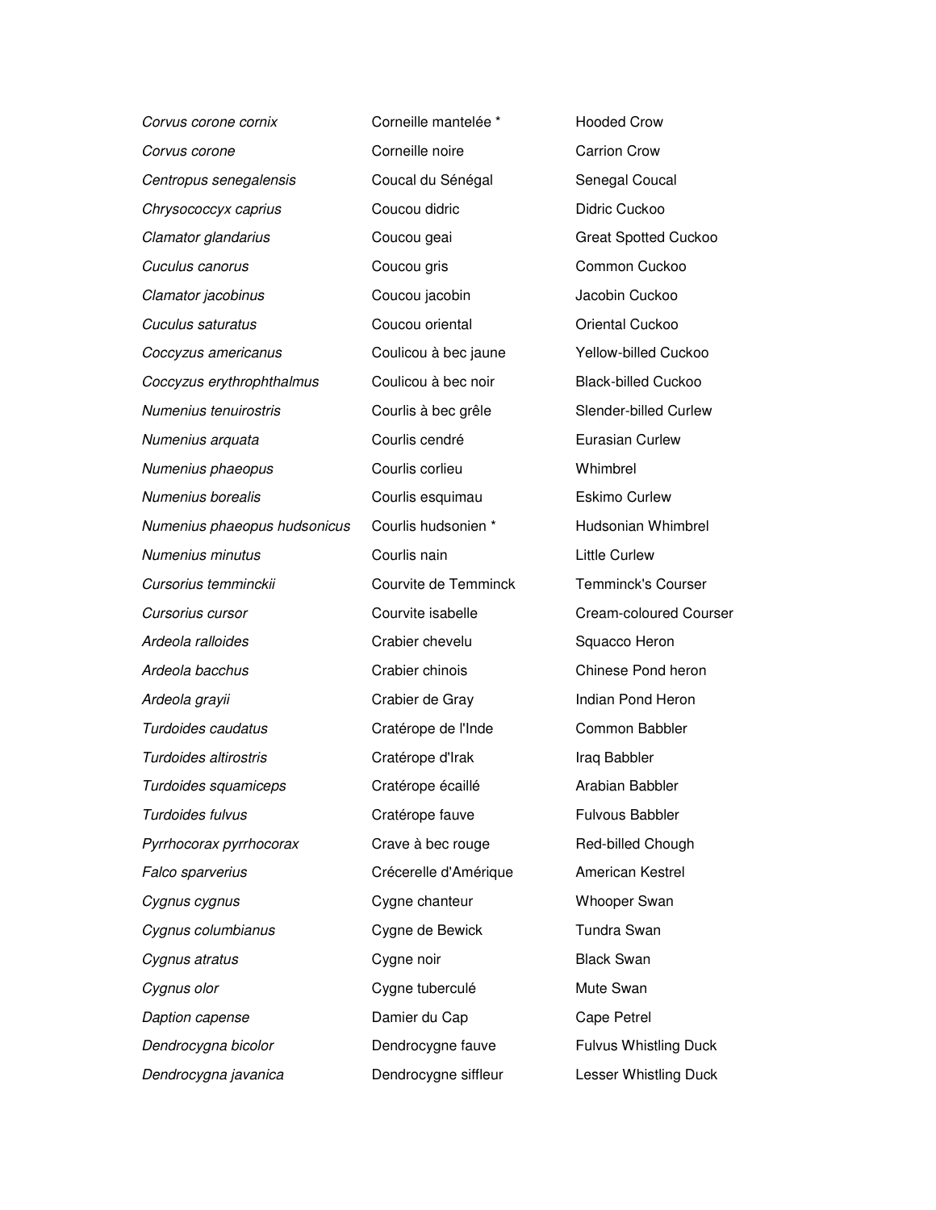| | | |
|---|---|---|
| *Corvus corone cornix* | Corneille mantelée * | Hooded Crow |
| *Corvus corone* | Corneille noire | Carrion Crow |
| *Centropus senegalensis* | Coucal du Sénégal | Senegal Coucal |
| *Chrysococcyx caprius* | Coucou didric | Didric Cuckoo |
| *Clamator glandarius* | Coucou geai | Great Spotted Cuckoo |
| *Cuculus canorus* | Coucou gris | Common Cuckoo |
| *Clamator jacobinus* | Coucou jacobin | Jacobin Cuckoo |
| *Cuculus saturatus* | Coucou oriental | Oriental Cuckoo |
| *Coccyzus americanus* | Coulicou à bec jaune | Yellow-billed Cuckoo |
| *Coccyzus erythrophthalmus* | Coulicou à bec noir | Black-billed Cuckoo |
| *Numenius tenuirostris* | Courlis à bec grêle | Slender-billed Curlew |
| *Numenius arquata* | Courlis cendré | Eurasian Curlew |
| *Numenius phaeopus* | Courlis corlieu | Whimbrel |
| *Numenius borealis* | Courlis esquimau | Eskimo Curlew |
| *Numenius phaeopus hudsonicus* | Courlis hudsonien * | Hudsonian Whimbrel |
| *Numenius minutus* | Courlis nain | Little Curlew |
| *Cursorius temminckii* | Courvite de Temminck | Temminck's Courser |
| *Cursorius cursor* | Courvite isabelle | Cream-coloured Courser |
| *Ardeola ralloides* | Crabier chevelu | Squacco Heron |
| *Ardeola bacchus* | Crabier chinois | Chinese Pond heron |
| *Ardeola grayii* | Crabier de Gray | Indian Pond Heron |
| *Turdoides caudatus* | Cratérope de l'Inde | Common Babbler |
| *Turdoides altirostris* | Cratérope d'Irak | Iraq Babbler |
| *Turdoides squamiceps* | Cratérope écaillé | Arabian Babbler |
| *Turdoides fulvus* | Cratérope fauve | Fulvous Babbler |
| *Pyrrhocorax pyrrhocorax* | Crave à bec rouge | Red-billed Chough |
| *Falco sparverius* | Crécerelle d'Amérique | American Kestrel |
| *Cygnus cygnus* | Cygne chanteur | Whooper Swan |
| *Cygnus columbianus* | Cygne de Bewick | Tundra Swan |
| *Cygnus atratus* | Cygne noir | Black Swan |
| *Cygnus olor* | Cygne tuberculé | Mute Swan |
| *Daption capense* | Damier du Cap | Cape Petrel |
| *Dendrocygna bicolor* | Dendrocygne fauve | Fulvus Whistling Duck |
| *Dendrocygna javanica* | Dendrocygne siffleur | Lesser Whistling Duck |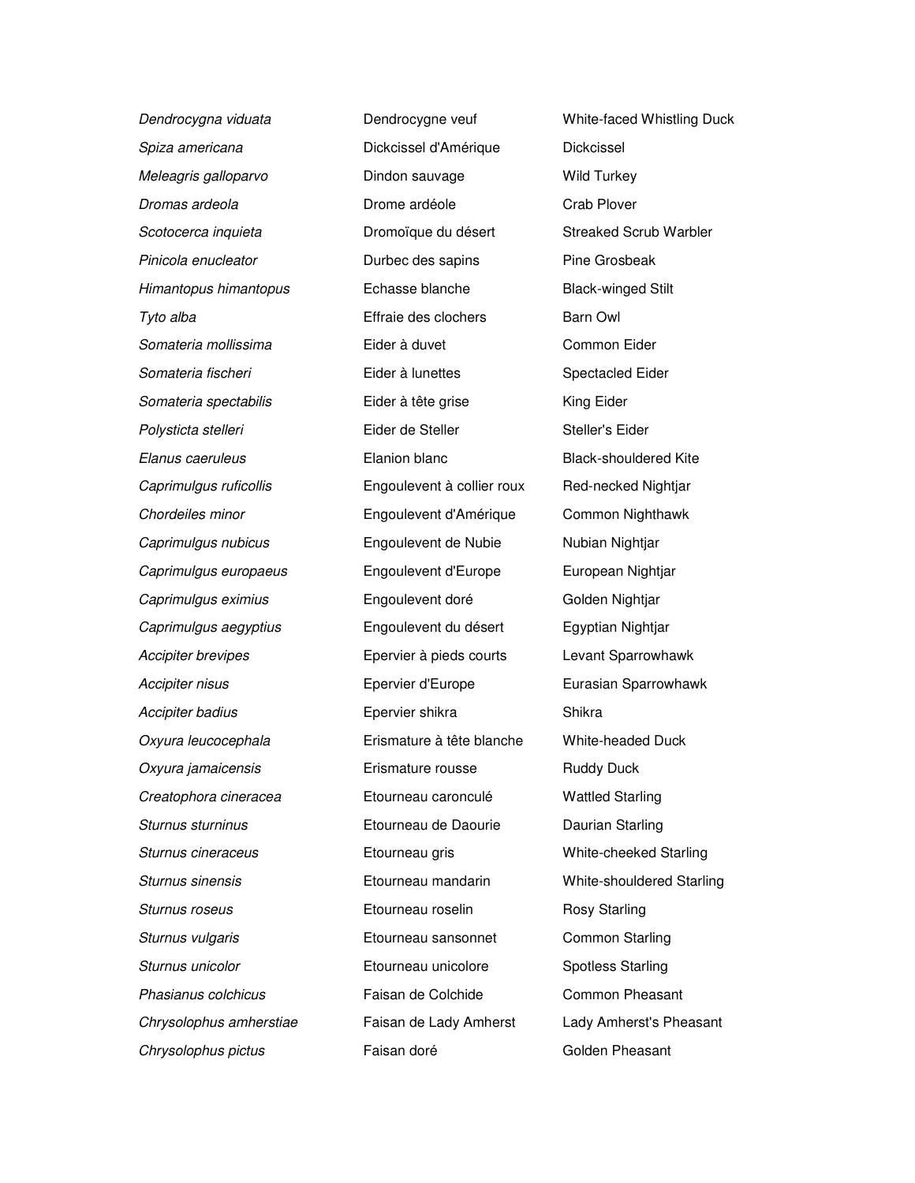| | | |
|---|---|---|
| *Dendrocygna viduata* | Dendrocygne veuf | White-faced Whistling Duck |
| *Spiza americana* | Dickcissel d'Amérique | Dickcissel |
| *Meleagris galloparvo* | Dindon sauvage | Wild Turkey |
| *Dromas ardeola* | Drome ardéole | Crab Plover |
| *Scotocerca inquieta* | Dromoïque du désert | Streaked Scrub Warbler |
| *Pinicola enucleator* | Durbec des sapins | Pine Grosbeak |
| *Himantopus himantopus* | Echasse blanche | Black-winged Stilt |
| *Tyto alba* | Effraie des clochers | Barn Owl |
| *Somateria mollissima* | Eider à duvet | Common Eider |
| *Somateria fischeri* | Eider à lunettes | Spectacled Eider |
| *Somateria spectabilis* | Eider à tête grise | King Eider |
| *Polysticta stelleri* | Eider de Steller | Steller's Eider |
| *Elanus caeruleus* | Elanion blanc | Black-shouldered Kite |
| *Caprimulgus ruficollis* | Engoulevent à collier roux | Red-necked Nightjar |
| *Chordeiles minor* | Engoulevent d'Amérique | Common Nighthawk |
| *Caprimulgus nubicus* | Engoulevent de Nubie | Nubian Nightjar |
| *Caprimulgus europaeus* | Engoulevent d'Europe | European Nightjar |
| *Caprimulgus eximius* | Engoulevent doré | Golden Nightjar |
| *Caprimulgus aegyptius* | Engoulevent du désert | Egyptian Nightjar |
| *Accipiter brevipes* | Epervier à pieds courts | Levant Sparrowhawk |
| *Accipiter nisus* | Epervier d'Europe | Eurasian Sparrowhawk |
| *Accipiter badius* | Epervier shikra | Shikra |
| *Oxyura leucocephala* | Erismature à tête blanche | White-headed Duck |
| *Oxyura jamaicensis* | Erismature rousse | Ruddy Duck |
| *Creatophora cineracea* | Etourneau caronculé | Wattled Starling |
| *Sturnus sturninus* | Etourneau de Daourie | Daurian Starling |
| *Sturnus cineraceus* | Etourneau gris | White-cheeked Starling |
| *Sturnus sinensis* | Etourneau mandarin | White-shouldered Starling |
| *Sturnus roseus* | Etourneau roselin | Rosy Starling |
| *Sturnus vulgaris* | Etourneau sansonnet | Common Starling |
| *Sturnus unicolor* | Etourneau unicolore | Spotless Starling |
| *Phasianus colchicus* | Faisan de Colchide | Common Pheasant |
| *Chrysolophus amherstiae* | Faisan de Lady Amherst | Lady Amherst's Pheasant |
| *Chrysolophus pictus* | Faisan doré | Golden Pheasant |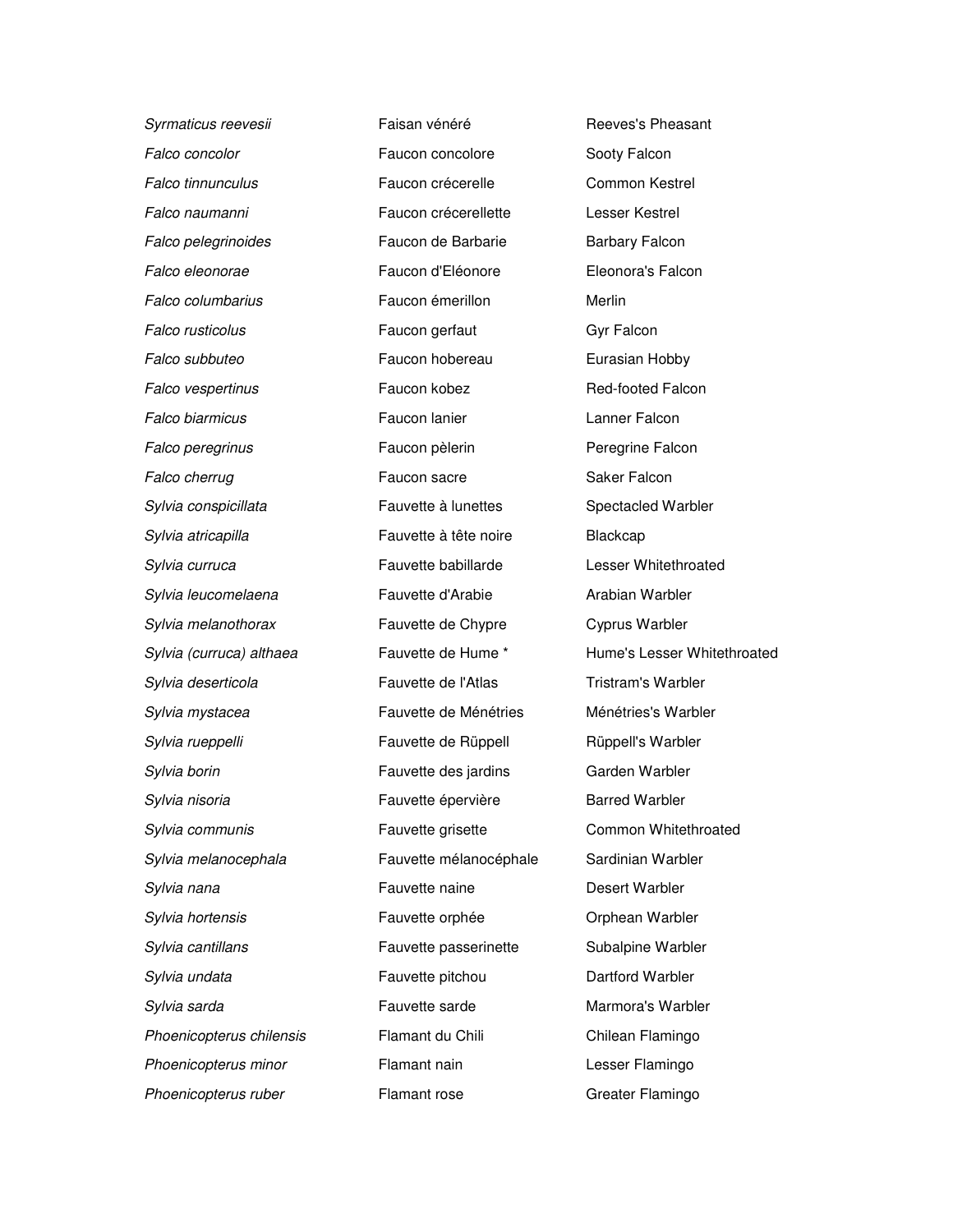| | | |
|---|---|---|
| *Syrmaticus reevesii* | Faisan vénéré | Reeves's Pheasant |
| *Falco concolor* | Faucon concolore | Sooty Falcon |
| *Falco tinnunculus* | Faucon crécerelle | Common Kestrel |
| *Falco naumanni* | Faucon crécerellette | Lesser Kestrel |
| *Falco pelegrinoides* | Faucon de Barbarie | Barbary Falcon |
| *Falco eleonorae* | Faucon d'Eléonore | Eleonora's Falcon |
| *Falco columbarius* | Faucon émerillon | Merlin |
| *Falco rusticolus* | Faucon gerfaut | Gyr Falcon |
| *Falco subbuteo* | Faucon hobereau | Eurasian Hobby |
| *Falco vespertinus* | Faucon kobez | Red-footed Falcon |
| *Falco biarmicus* | Faucon lanier | Lanner Falcon |
| *Falco peregrinus* | Faucon pèlerin | Peregrine Falcon |
| *Falco cherrug* | Faucon sacre | Saker Falcon |
| *Sylvia conspicillata* | Fauvette à lunettes | Spectacled Warbler |
| *Sylvia atricapilla* | Fauvette à tête noire | Blackcap |
| *Sylvia curruca* | Fauvette babillarde | Lesser Whitethroated |
| *Sylvia leucomelaena* | Fauvette d'Arabie | Arabian Warbler |
| *Sylvia melanothorax* | Fauvette de Chypre | Cyprus Warbler |
| *Sylvia (curruca) althaea* | Fauvette de Hume * | Hume's Lesser Whitethroated |
| *Sylvia deserticola* | Fauvette de l'Atlas | Tristram's Warbler |
| *Sylvia mystacea* | Fauvette de Ménétries | Ménétries's Warbler |
| *Sylvia rueppelli* | Fauvette de Rüppell | Rüppell's Warbler |
| *Sylvia borin* | Fauvette des jardins | Garden Warbler |
| *Sylvia nisoria* | Fauvette épervière | Barred Warbler |
| *Sylvia communis* | Fauvette grisette | Common Whitethroated |
| *Sylvia melanocephala* | Fauvette mélanocéphale | Sardinian Warbler |
| *Sylvia nana* | Fauvette naine | Desert Warbler |
| *Sylvia hortensis* | Fauvette orphée | Orphean Warbler |
| *Sylvia cantillans* | Fauvette passerinette | Subalpine Warbler |
| *Sylvia undata* | Fauvette pitchou | Dartford Warbler |
| *Sylvia sarda* | Fauvette sarde | Marmora's Warbler |
| *Phoenicopterus chilensis* | Flamant du Chili | Chilean Flamingo |
| *Phoenicopterus minor* | Flamant nain | Lesser Flamingo |
| *Phoenicopterus ruber* | Flamant rose | Greater Flamingo |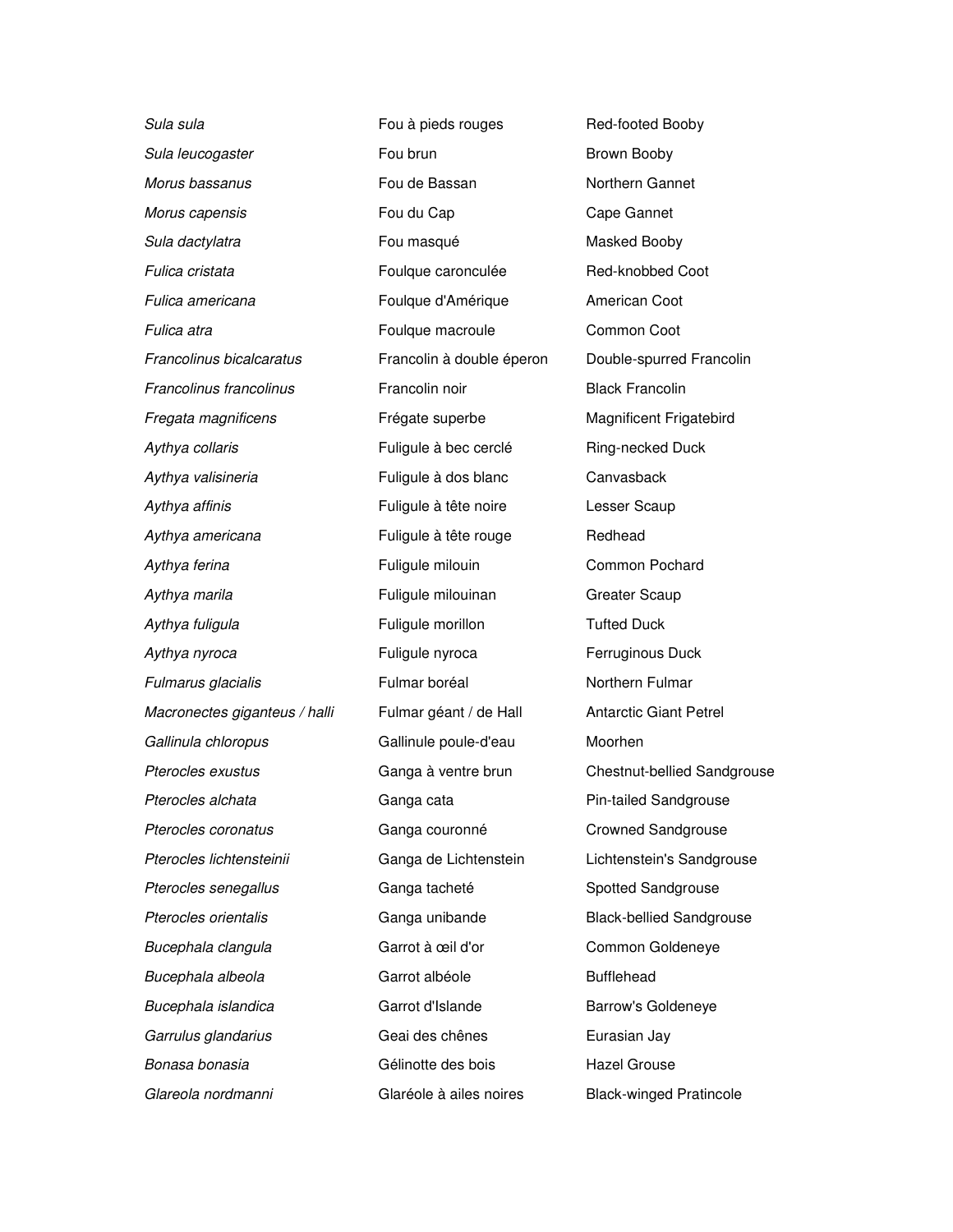| | | |
|---|---|---|
| *Sula sula* | Fou à pieds rouges | Red-footed Booby |
| *Sula leucogaster* | Fou brun | Brown Booby |
| *Morus bassanus* | Fou de Bassan | Northern Gannet |
| *Morus capensis* | Fou du Cap | Cape Gannet |
| *Sula dactylatra* | Fou masqué | Masked Booby |
| *Fulica cristata* | Foulque caronculée | Red-knobbed Coot |
| *Fulica americana* | Foulque d'Amérique | American Coot |
| *Fulica atra* | Foulque macroule | Common Coot |
| *Francolinus bicalcaratus* | Francolin à double éperon | Double-spurred Francolin |
| *Francolinus francolinus* | Francolin noir | Black Francolin |
| *Fregata magnificens* | Frégate superbe | Magnificent Frigatebird |
| *Aythya collaris* | Fuligule à bec cerclé | Ring-necked Duck |
| *Aythya valisineria* | Fuligule à dos blanc | Canvasback |
| *Aythya affinis* | Fuligule à tête noire | Lesser Scaup |
| *Aythya americana* | Fuligule à tête rouge | Redhead |
| *Aythya ferina* | Fuligule milouin | Common Pochard |
| *Aythya marila* | Fuligule milouinan | Greater Scaup |
| *Aythya fuligula* | Fuligule morillon | Tufted Duck |
| *Aythya nyroca* | Fuligule nyroca | Ferruginous Duck |
| *Fulmarus glacialis* | Fulmar boréal | Northern Fulmar |
| *Macronectes giganteus / halli* | Fulmar géant / de Hall | Antarctic Giant Petrel |
| *Gallinula chloropus* | Gallinule poule-d'eau | Moorhen |
| *Pterocles exustus* | Ganga à ventre brun | Chestnut-bellied Sandgrouse |
| *Pterocles alchata* | Ganga cata | Pin-tailed Sandgrouse |
| *Pterocles coronatus* | Ganga couronné | Crowned Sandgrouse |
| *Pterocles lichtensteinii* | Ganga de Lichtenstein | Lichtenstein's Sandgrouse |
| *Pterocles senegallus* | Ganga tacheté | Spotted Sandgrouse |
| *Pterocles orientalis* | Ganga unibande | Black-bellied Sandgrouse |
| *Bucephala clangula* | Garrot à œil d'or | Common Goldeneye |
| *Bucephala albeola* | Garrot albéole | Bufflehead |
| *Bucephala islandica* | Garrot d'Islande | Barrow's Goldeneye |
| *Garrulus glandarius* | Geai des chênes | Eurasian Jay |
| *Bonasa bonasia* | Gélinotte des bois | Hazel Grouse |
| *Glareola nordmanni* | Glaréole à ailes noires | Black-winged Pratincole |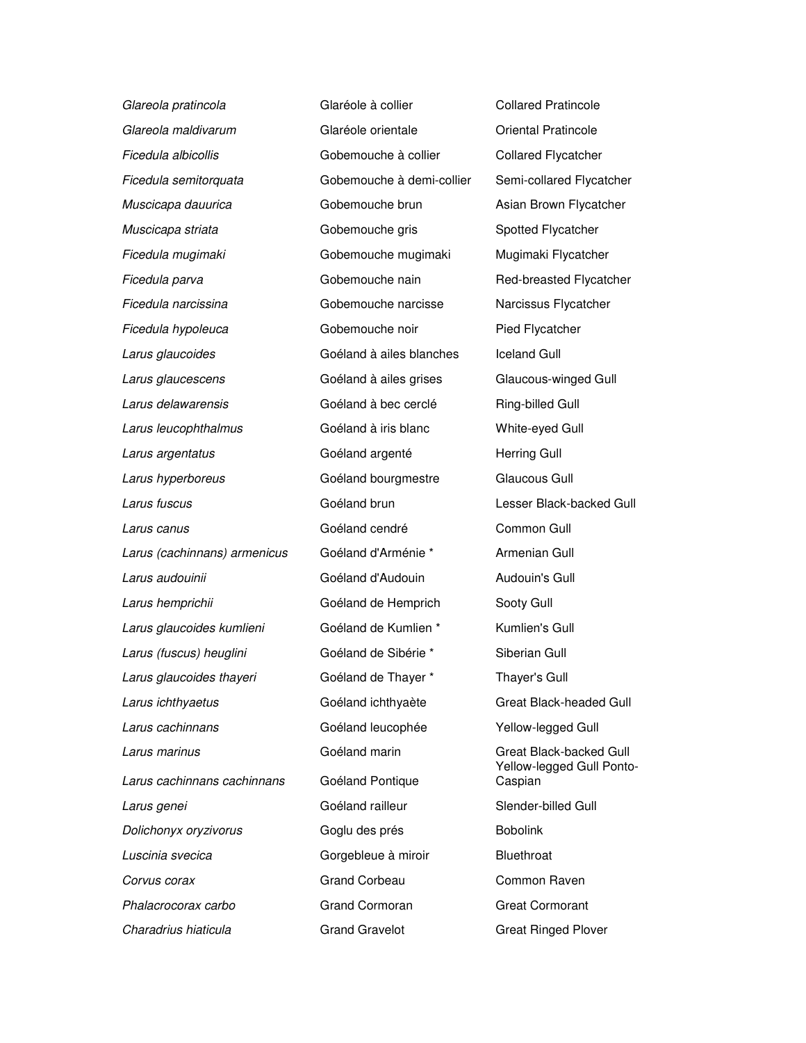| | | |
|---|---|---|
| *Glareola pratincola* | Glaréole à collier | Collared Pratincole |
| *Glareola maldivarum* | Glaréole orientale | Oriental Pratincole |
| *Ficedula albicollis* | Gobemouche à collier | Collared Flycatcher |
| *Ficedula semitorquata* | Gobemouche à demi-collier | Semi-collared Flycatcher |
| *Muscicapa dauurica* | Gobemouche brun | Asian Brown Flycatcher |
| *Muscicapa striata* | Gobemouche gris | Spotted Flycatcher |
| *Ficedula mugimaki* | Gobemouche mugimaki | Mugimaki Flycatcher |
| *Ficedula parva* | Gobemouche nain | Red-breasted Flycatcher |
| *Ficedula narcissina* | Gobemouche narcisse | Narcissus Flycatcher |
| *Ficedula hypoleuca* | Gobemouche noir | Pied Flycatcher |
| *Larus glaucoides* | Goéland à ailes blanches | Iceland Gull |
| *Larus glaucescens* | Goéland à ailes grises | Glaucous-winged Gull |
| *Larus delawarensis* | Goéland à bec cerclé | Ring-billed Gull |
| *Larus leucophthalmus* | Goéland à iris blanc | White-eyed Gull |
| *Larus argentatus* | Goéland argenté | Herring Gull |
| *Larus hyperboreus* | Goéland bourgmestre | Glaucous Gull |
| *Larus fuscus* | Goéland brun | Lesser Black-backed Gull |
| *Larus canus* | Goéland cendré | Common Gull |
| *Larus (cachinnans) armenicus* | Goéland d'Arménie * | Armenian Gull |
| *Larus audouinii* | Goéland d'Audouin | Audouin's Gull |
| *Larus hemprichii* | Goéland de Hemprich | Sooty Gull |
| *Larus glaucoides kumlieni* | Goéland de Kumlien * | Kumlien's Gull |
| *Larus (fuscus) heuglini* | Goéland de Sibérie * | Siberian Gull |
| *Larus glaucoides thayeri* | Goéland de Thayer * | Thayer's Gull |
| *Larus ichthyaetus* | Goéland ichthyaète | Great Black-headed Gull |
| *Larus cachinnans* | Goéland leucophée | Yellow-legged Gull |
| *Larus marinus* | Goéland marin | Great Black-backed Gull |
| *Larus cachinnans cachinnans* | Goéland Pontique | Yellow-legged Gull Ponto-Caspian |
| *Larus genei* | Goéland railleur | Slender-billed Gull |
| *Dolichonyx oryzivorus* | Goglu des prés | Bobolink |
| *Luscinia svecica* | Gorgebleue à miroir | Bluethroat |
| *Corvus corax* | Grand Corbeau | Common Raven |
| *Phalacrocorax carbo* | Grand Cormoran | Great Cormorant |
| *Charadrius hiaticula* | Grand Gravelot | Great Ringed Plover |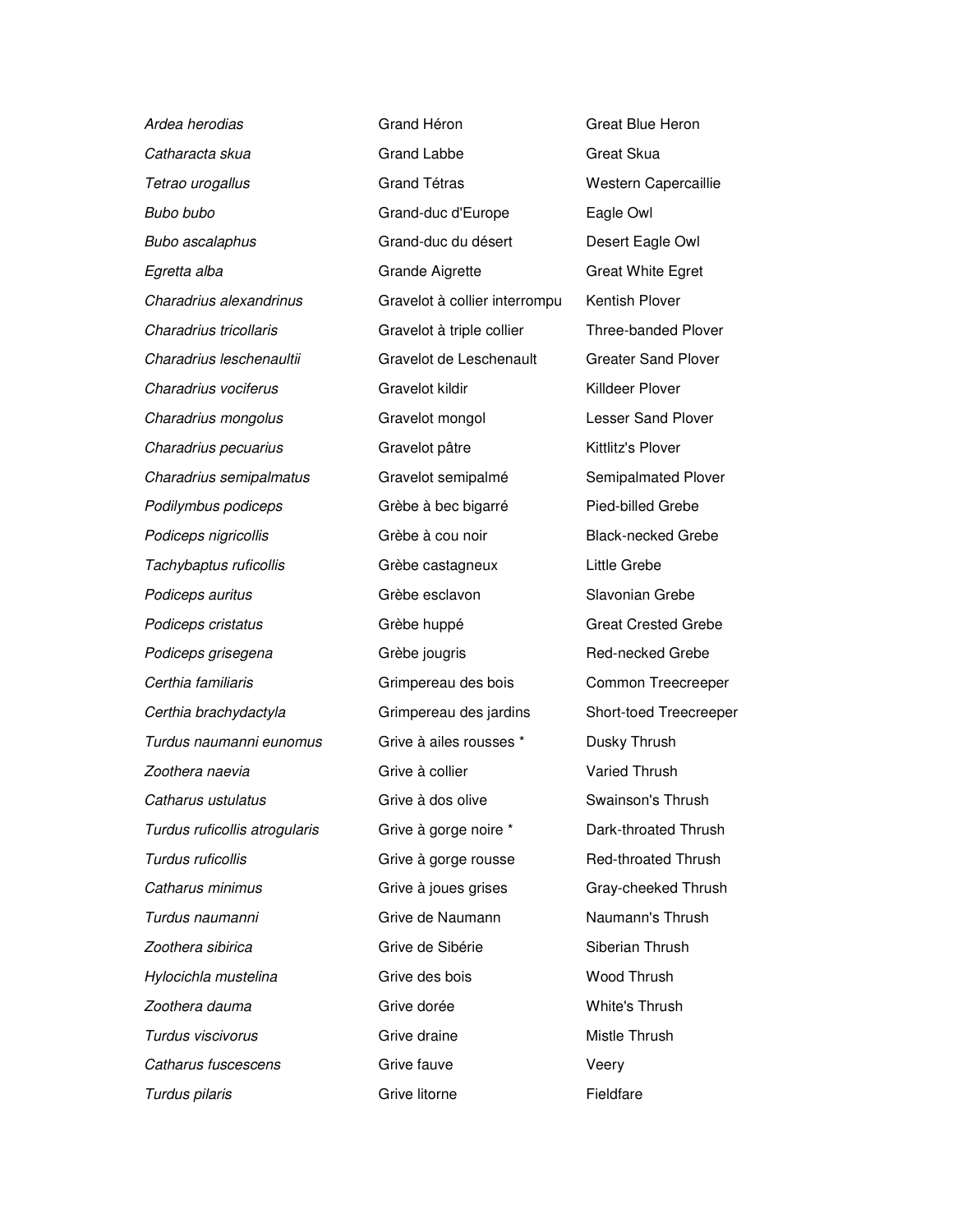| | | |
|---|---|---|
| *Ardea herodias* | Grand Héron | Great Blue Heron |
| *Catharacta skua* | Grand Labbe | Great Skua |
| *Tetrao urogallus* | Grand Tétras | Western Capercaillie |
| *Bubo bubo* | Grand-duc d'Europe | Eagle Owl |
| *Bubo ascalaphus* | Grand-duc du désert | Desert Eagle Owl |
| *Egretta alba* | Grande Aigrette | Great White Egret |
| *Charadrius alexandrinus* | Gravelot à collier interrompu | Kentish Plover |
| *Charadrius tricollaris* | Gravelot à triple collier | Three-banded Plover |
| *Charadrius leschenaultii* | Gravelot de Leschenault | Greater Sand Plover |
| *Charadrius vociferus* | Gravelot kildir | Killdeer Plover |
| *Charadrius mongolus* | Gravelot mongol | Lesser Sand Plover |
| *Charadrius pecuarius* | Gravelot pâtre | Kittlitz's Plover |
| *Charadrius semipalmatus* | Gravelot semipalmé | Semipalmated Plover |
| *Podilymbus podiceps* | Grèbe à bec bigarré | Pied-billed Grebe |
| *Podiceps nigricollis* | Grèbe à cou noir | Black-necked Grebe |
| *Tachybaptus ruficollis* | Grèbe castagneux | Little Grebe |
| *Podiceps auritus* | Grèbe esclavon | Slavonian Grebe |
| *Podiceps cristatus* | Grèbe huppé | Great Crested Grebe |
| *Podiceps grisegena* | Grèbe jougris | Red-necked Grebe |
| *Certhia familiaris* | Grimpereau des bois | Common Treecreeper |
| *Certhia brachydactyla* | Grimpereau des jardins | Short-toed Treecreeper |
| *Turdus naumanni eunomus* | Grive à ailes rousses * | Dusky Thrush |
| *Zoothera naevia* | Grive à collier | Varied Thrush |
| *Catharus ustulatus* | Grive à dos olive | Swainson's Thrush |
| *Turdus ruficollis atrogularis* | Grive à gorge noire * | Dark-throated Thrush |
| *Turdus ruficollis* | Grive à gorge rousse | Red-throated Thrush |
| *Catharus minimus* | Grive à joues grises | Gray-cheeked Thrush |
| *Turdus naumanni* | Grive de Naumann | Naumann's Thrush |
| *Zoothera sibirica* | Grive de Sibérie | Siberian Thrush |
| *Hylocichla mustelina* | Grive des bois | Wood Thrush |
| *Zoothera dauma* | Grive dorée | White's Thrush |
| *Turdus viscivorus* | Grive draine | Mistle Thrush |
| *Catharus fuscescens* | Grive fauve | Veery |
| *Turdus pilaris* | Grive litorne | Fieldfare |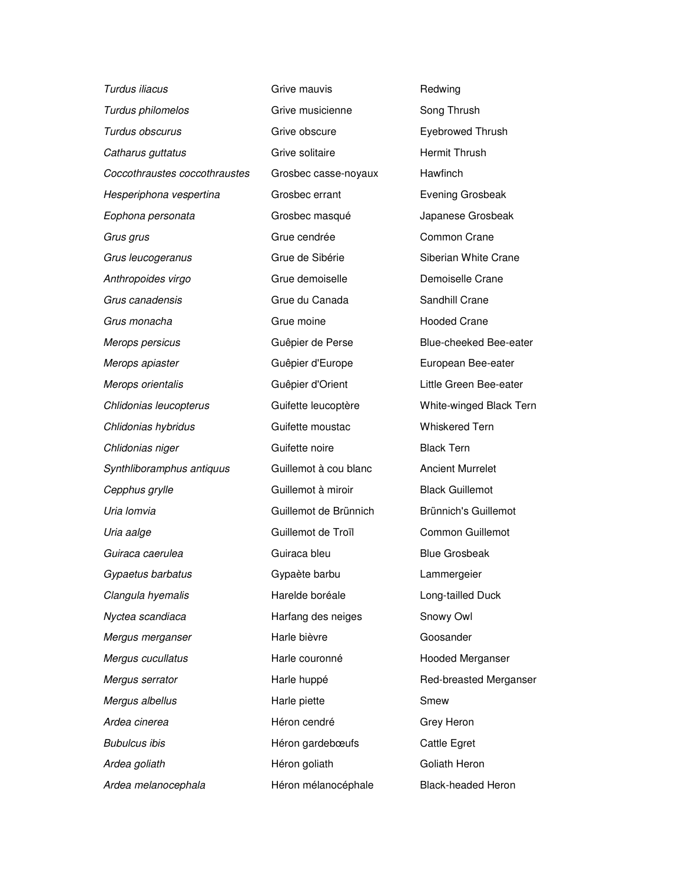| | | |
|---|---|---|
| *Turdus iliacus* | Grive mauvis | Redwing |
| *Turdus philomelos* | Grive musicienne | Song Thrush |
| *Turdus obscurus* | Grive obscure | Eyebrowed Thrush |
| *Catharus guttatus* | Grive solitaire | Hermit Thrush |
| *Coccothraustes coccothraustes* | Grosbec casse-noyaux | Hawfinch |
| *Hesperiphona vespertina* | Grosbec errant | Evening Grosbeak |
| *Eophona personata* | Grosbec masqué | Japanese Grosbeak |
| *Grus grus* | Grue cendrée | Common Crane |
| *Grus leucogeranus* | Grue de Sibérie | Siberian White Crane |
| *Anthropoides virgo* | Grue demoiselle | Demoiselle Crane |
| *Grus canadensis* | Grue du Canada | Sandhill Crane |
| *Grus monacha* | Grue moine | Hooded Crane |
| *Merops persicus* | Guêpier de Perse | Blue-cheeked Bee-eater |
| *Merops apiaster* | Guêpier d'Europe | European Bee-eater |
| *Merops orientalis* | Guêpier d'Orient | Little Green Bee-eater |
| *Chlidonias leucopterus* | Guifette leucoptère | White-winged Black Tern |
| *Chlidonias hybridus* | Guifette moustac | Whiskered Tern |
| *Chlidonias niger* | Guifette noire | Black Tern |
| *Synthliboramphus antiquus* | Guillemot à cou blanc | Ancient Murrelet |
| *Cepphus grylle* | Guillemot à miroir | Black Guillemot |
| *Uria lomvia* | Guillemot de Brünnich | Brünnich's Guillemot |
| *Uria aalge* | Guillemot de Troïl | Common Guillemot |
| *Guiraca caerulea* | Guiraca bleu | Blue Grosbeak |
| *Gypaetus barbatus* | Gypaète barbu | Lammergeier |
| *Clangula hyemalis* | Harelde boréale | Long-tailled Duck |
| *Nyctea scandiaca* | Harfang des neiges | Snowy Owl |
| *Mergus merganser* | Harle bièvre | Goosander |
| *Mergus cucullatus* | Harle couronné | Hooded Merganser |
| *Mergus serrator* | Harle huppé | Red-breasted Merganser |
| *Mergus albellus* | Harle piette | Smew |
| *Ardea cinerea* | Héron cendré | Grey Heron |
| *Bubulcus ibis* | Héron gardebœufs | Cattle Egret |
| *Ardea goliath* | Héron goliath | Goliath Heron |
| *Ardea melanocephala* | Héron mélanocéphale | Black-headed Heron |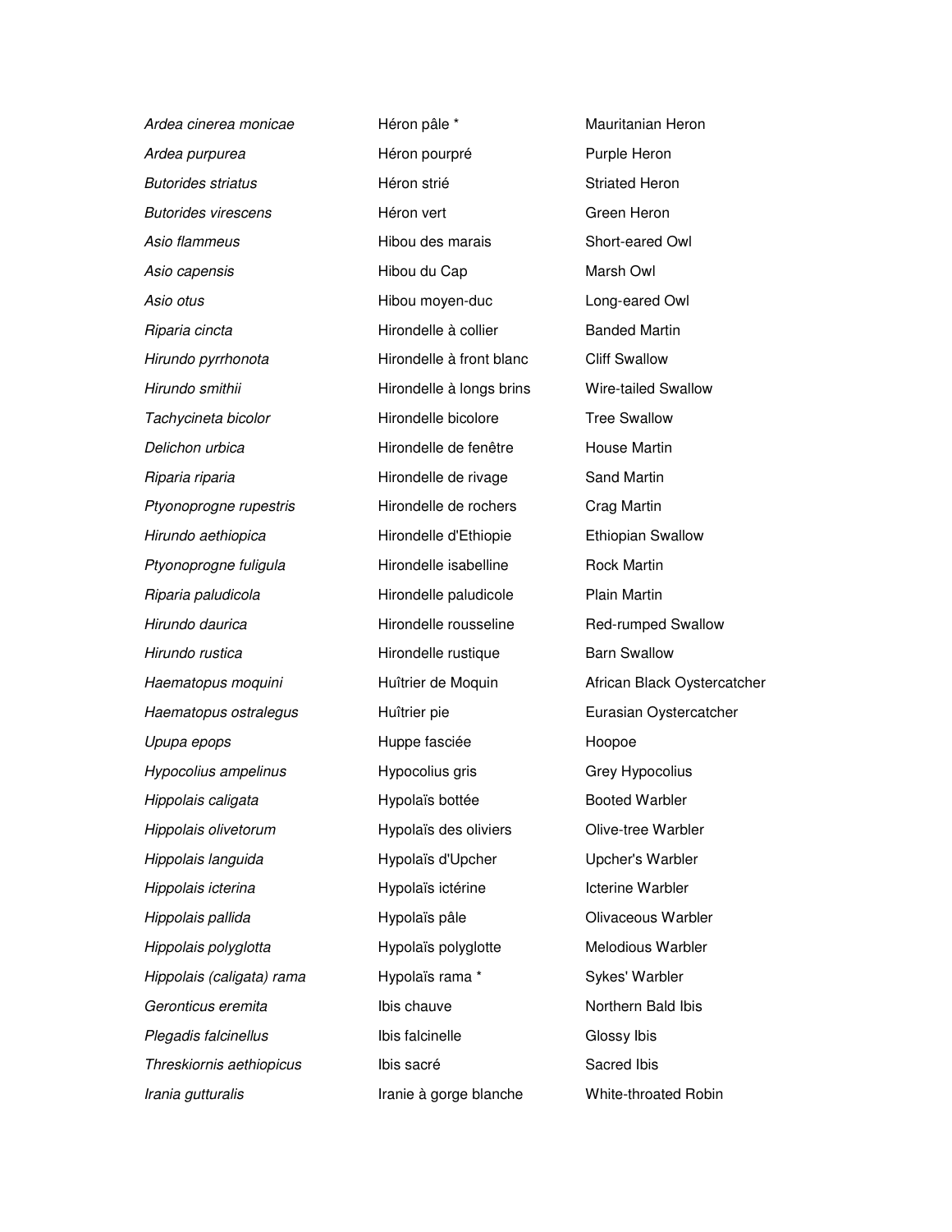| | | |
|---|---|---|
| *Ardea cinerea monicae* | Héron pâle * | Mauritanian Heron |
| *Ardea purpurea* | Héron pourpré | Purple Heron |
| *Butorides striatus* | Héron strié | Striated Heron |
| *Butorides virescens* | Héron vert | Green Heron |
| *Asio flammeus* | Hibou des marais | Short-eared Owl |
| *Asio capensis* | Hibou du Cap | Marsh Owl |
| *Asio otus* | Hibou moyen-duc | Long-eared Owl |
| *Riparia cincta* | Hirondelle à collier | Banded Martin |
| *Hirundo pyrrhonota* | Hirondelle à front blanc | Cliff Swallow |
| *Hirundo smithii* | Hirondelle à longs brins | Wire-tailed Swallow |
| *Tachycineta bicolor* | Hirondelle bicolore | Tree Swallow |
| *Delichon urbica* | Hirondelle de fenêtre | House Martin |
| *Riparia riparia* | Hirondelle de rivage | Sand Martin |
| *Ptyonoprogne rupestris* | Hirondelle de rochers | Crag Martin |
| *Hirundo aethiopica* | Hirondelle d'Ethiopie | Ethiopian Swallow |
| *Ptyonoprogne fuligula* | Hirondelle isabelline | Rock Martin |
| *Riparia paludicola* | Hirondelle paludicole | Plain Martin |
| *Hirundo daurica* | Hirondelle rousseline | Red-rumped Swallow |
| *Hirundo rustica* | Hirondelle rustique | Barn Swallow |
| *Haematopus moquini* | Huîtrier de Moquin | African Black Oystercatcher |
| *Haematopus ostralegus* | Huîtrier pie | Eurasian Oystercatcher |
| *Upupa epops* | Huppe fasciée | Hoopoe |
| *Hypocolius ampelinus* | Hypocolius gris | Grey Hypocolius |
| *Hippolais caligata* | Hypolaïs bottée | Booted Warbler |
| *Hippolais olivetorum* | Hypolaïs des oliviers | Olive-tree Warbler |
| *Hippolais languida* | Hypolaïs d'Upcher | Upcher's Warbler |
| *Hippolais icterina* | Hypolaïs ictérine | Icterine Warbler |
| *Hippolais pallida* | Hypolaïs pâle | Olivaceous Warbler |
| *Hippolais polyglotta* | Hypolaïs polyglotte | Melodious Warbler |
| *Hippolais (caligata) rama* | Hypolaïs rama * | Sykes' Warbler |
| *Geronticus eremita* | Ibis chauve | Northern Bald Ibis |
| *Plegadis falcinellus* | Ibis falcinelle | Glossy Ibis |
| *Threskiornis aethiopicus* | Ibis sacré | Sacred Ibis |
| *Irania gutturalis* | Iranie à gorge blanche | White-throated Robin |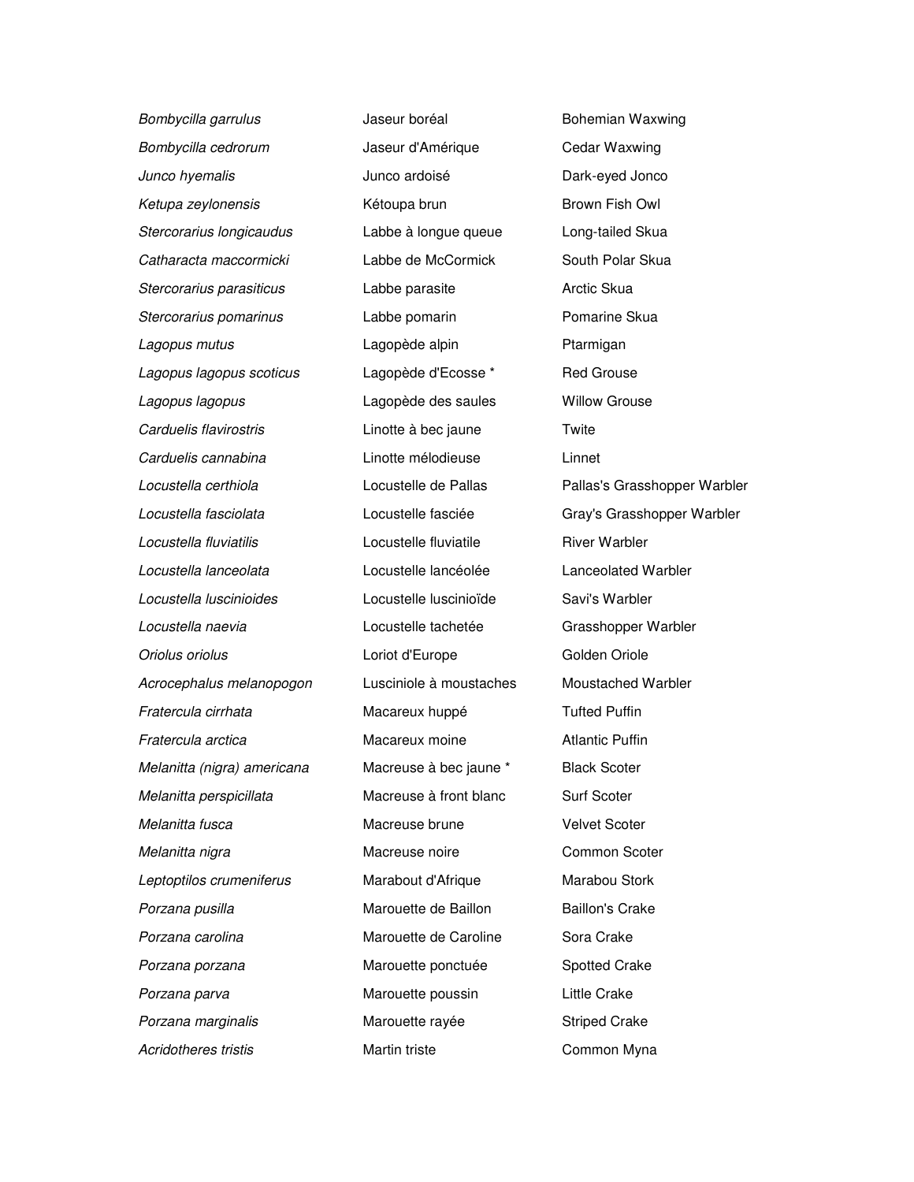| | | |
|---|---|---|
| *Bombycilla garrulus* | Jaseur boréal | Bohemian Waxwing |
| *Bombycilla cedrorum* | Jaseur d'Amérique | Cedar Waxwing |
| *Junco hyemalis* | Junco ardoisé | Dark-eyed Jonco |
| *Ketupa zeylonensis* | Kétoupa brun | Brown Fish Owl |
| *Stercorarius longicaudus* | Labbe à longue queue | Long-tailed Skua |
| *Catharacta maccormicki* | Labbe de McCormick | South Polar Skua |
| *Stercorarius parasiticus* | Labbe parasite | Arctic Skua |
| *Stercorarius pomarinus* | Labbe pomarin | Pomarine Skua |
| *Lagopus mutus* | Lagopède alpin | Ptarmigan |
| *Lagopus lagopus scoticus* | Lagopède d'Ecosse * | Red Grouse |
| *Lagopus lagopus* | Lagopède des saules | Willow Grouse |
| *Carduelis flavirostris* | Linotte à bec jaune | Twite |
| *Carduelis cannabina* | Linotte mélodieuse | Linnet |
| *Locustella certhiola* | Locustelle de Pallas | Pallas's Grasshopper Warbler |
| *Locustella fasciolata* | Locustelle fasciée | Gray's Grasshopper Warbler |
| *Locustella fluviatilis* | Locustelle fluviatile | River Warbler |
| *Locustella lanceolata* | Locustelle lancéolée | Lanceolated Warbler |
| *Locustella luscinioides* | Locustelle luscinioïde | Savi's Warbler |
| *Locustella naevia* | Locustelle tachetée | Grasshopper Warbler |
| *Oriolus oriolus* | Loriot d'Europe | Golden Oriole |
| *Acrocephalus melanopogon* | Lusciniole à moustaches | Moustached Warbler |
| *Fratercula cirrhata* | Macareux huppé | Tufted Puffin |
| *Fratercula arctica* | Macareux moine | Atlantic Puffin |
| *Melanitta (nigra) americana* | Macreuse à bec jaune * | Black Scoter |
| *Melanitta perspicillata* | Macreuse à front blanc | Surf Scoter |
| *Melanitta fusca* | Macreuse brune | Velvet Scoter |
| *Melanitta nigra* | Macreuse noire | Common Scoter |
| *Leptoptilos crumeniferus* | Marabout d'Afrique | Marabou Stork |
| *Porzana pusilla* | Marouette de Baillon | Baillon's Crake |
| *Porzana carolina* | Marouette de Caroline | Sora Crake |
| *Porzana porzana* | Marouette ponctuée | Spotted Crake |
| *Porzana parva* | Marouette poussin | Little Crake |
| *Porzana marginalis* | Marouette rayée | Striped Crake |
| *Acridotheres tristis* | Martin triste | Common Myna |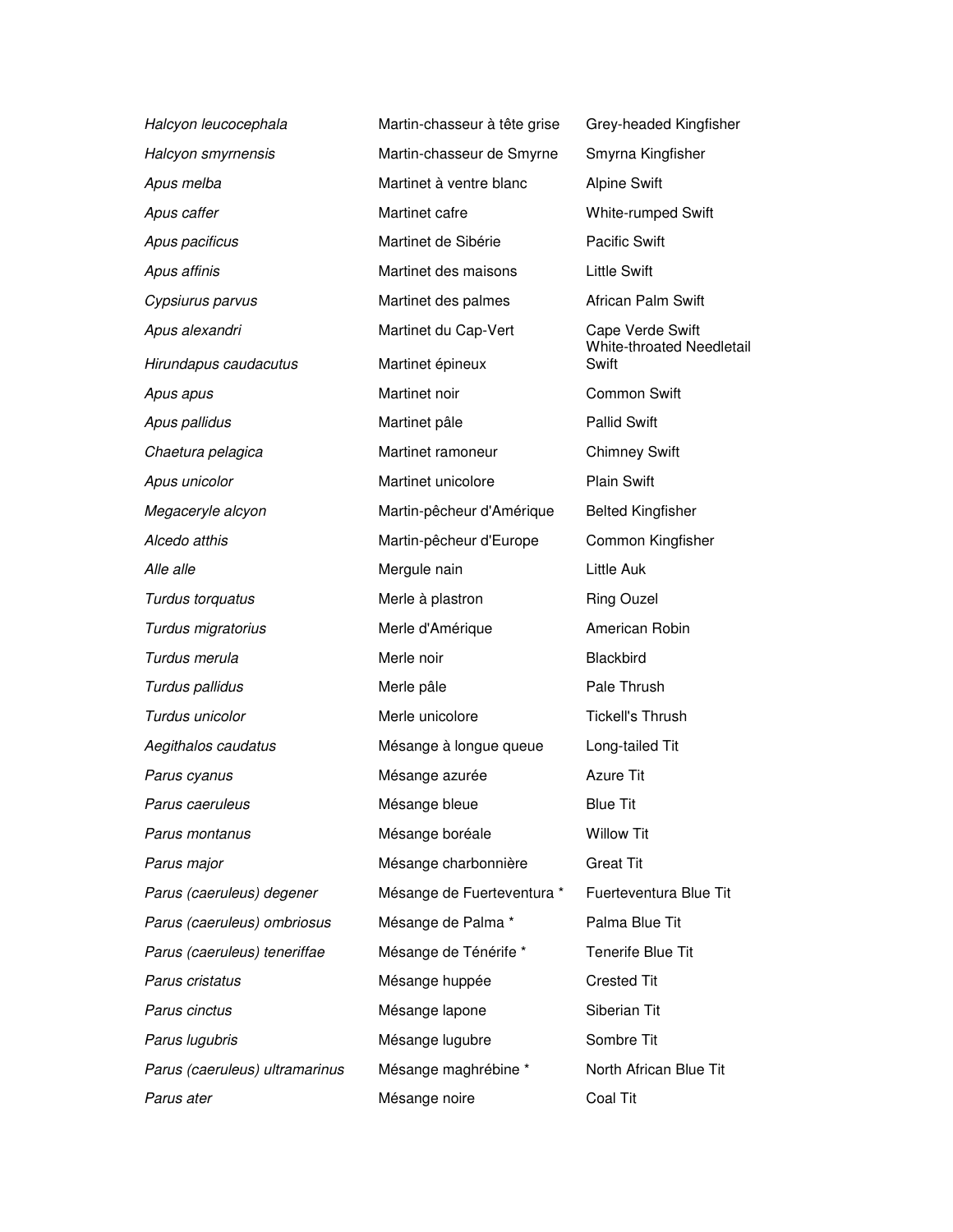| | | |
|---|---|---|
| *Halcyon leucocephala* | Martin-chasseur à tête grise | Grey-headed Kingfisher |
| *Halcyon smyrnensis* | Martin-chasseur de Smyrne | Smyrna Kingfisher |
| *Apus melba* | Martinet à ventre blanc | Alpine Swift |
| *Apus caffer* | Martinet cafre | White-rumped Swift |
| *Apus pacificus* | Martinet de Sibérie | Pacific Swift |
| *Apus affinis* | Martinet des maisons | Little Swift |
| *Cypsiurus parvus* | Martinet des palmes | African Palm Swift |
| *Apus alexandri* | Martinet du Cap-Vert | Cape Verde Swift |
| *Hirundapus caudacutus* | Martinet épineux | White-throated Needletail Swift |
| *Apus apus* | Martinet noir | Common Swift |
| *Apus pallidus* | Martinet pâle | Pallid Swift |
| *Chaetura pelagica* | Martinet ramoneur | Chimney Swift |
| *Apus unicolor* | Martinet unicolore | Plain Swift |
| *Megaceryle alcyon* | Martin-pêcheur d'Amérique | Belted Kingfisher |
| *Alcedo atthis* | Martin-pêcheur d'Europe | Common Kingfisher |
| *Alle alle* | Mergule nain | Little Auk |
| *Turdus torquatus* | Merle à plastron | Ring Ouzel |
| *Turdus migratorius* | Merle d'Amérique | American Robin |
| *Turdus merula* | Merle noir | Blackbird |
| *Turdus pallidus* | Merle pâle | Pale Thrush |
| *Turdus unicolor* | Merle unicolore | Tickell's Thrush |
| *Aegithalos caudatus* | Mésange à longue queue | Long-tailed Tit |
| *Parus cyanus* | Mésange azurée | Azure Tit |
| *Parus caeruleus* | Mésange bleue | Blue Tit |
| *Parus montanus* | Mésange boréale | Willow Tit |
| *Parus major* | Mésange charbonnière | Great Tit |
| *Parus (caeruleus) degener* | Mésange de Fuerteventura * | Fuerteventura Blue Tit |
| *Parus (caeruleus) ombriosus* | Mésange de Palma * | Palma Blue Tit |
| *Parus (caeruleus) teneriffae* | Mésange de Ténérife * | Tenerife Blue Tit |
| *Parus cristatus* | Mésange huppée | Crested Tit |
| *Parus cinctus* | Mésange lapone | Siberian Tit |
| *Parus lugubris* | Mésange lugubre | Sombre Tit |
| *Parus (caeruleus) ultramarinus* | Mésange maghrébine * | North African Blue Tit |
| *Parus ater* | Mésange noire | Coal Tit |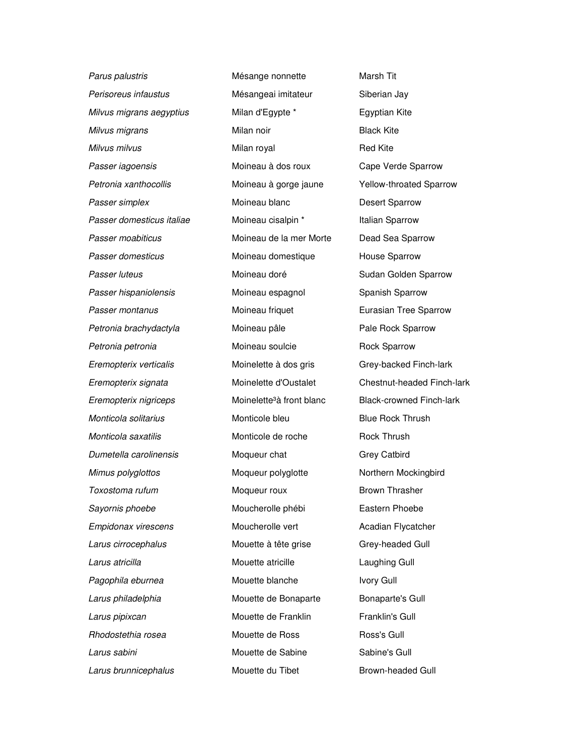| | | |
|---|---|---|
| *Parus palustris* | Mésange nonnette | Marsh Tit |
| *Perisoreus infaustus* | Mésangeai imitateur | Siberian Jay |
| *Milvus migrans aegyptius* | Milan d'Egypte * | Egyptian Kite |
| *Milvus migrans* | Milan noir | Black Kite |
| *Milvus milvus* | Milan royal | Red Kite |
| *Passer iagoensis* | Moineau à dos roux | Cape Verde Sparrow |
| *Petronia xanthocollis* | Moineau à gorge jaune | Yellow-throated Sparrow |
| *Passer simplex* | Moineau blanc | Desert Sparrow |
| *Passer domesticus italiae* | Moineau cisalpin * | Italian Sparrow |
| *Passer moabiticus* | Moineau de la mer Morte | Dead Sea Sparrow |
| *Passer domesticus* | Moineau domestique | House Sparrow |
| *Passer luteus* | Moineau doré | Sudan Golden Sparrow |
| *Passer hispaniolensis* | Moineau espagnol | Spanish Sparrow |
| *Passer montanus* | Moineau friquet | Eurasian Tree Sparrow |
| *Petronia brachydactyla* | Moineau pâle | Pale Rock Sparrow |
| *Petronia petronia* | Moineau soulcie | Rock Sparrow |
| *Eremopterix verticalis* | Moinelette à dos gris | Grey-backed Finch-lark |
| *Eremopterix signata* | Moinelette d'Oustalet | Chestnut-headed Finch-lark |
| *Eremopterix nigriceps* | Moinelette³à front blanc | Black-crowned Finch-lark |
| *Monticola solitarius* | Monticole bleu | Blue Rock Thrush |
| *Monticola saxatilis* | Monticole de roche | Rock Thrush |
| *Dumetella carolinensis* | Moqueur chat | Grey Catbird |
| *Mimus polyglottos* | Moqueur polyglotte | Northern Mockingbird |
| *Toxostoma rufum* | Moqueur roux | Brown Thrasher |
| *Sayornis phoebe* | Moucherolle phébi | Eastern Phoebe |
| *Empidonax virescens* | Moucherolle vert | Acadian Flycatcher |
| *Larus cirrocephalus* | Mouette à tête grise | Grey-headed Gull |
| *Larus atricilla* | Mouette atricille | Laughing Gull |
| *Pagophila eburnea* | Mouette blanche | Ivory Gull |
| *Larus philadelphia* | Mouette de Bonaparte | Bonaparte's Gull |
| *Larus pipixcan* | Mouette de Franklin | Franklin's Gull |
| *Rhodostethia rosea* | Mouette de Ross | Ross's Gull |
| *Larus sabini* | Mouette de Sabine | Sabine's Gull |
| *Larus brunnicephalus* | Mouette du Tibet | Brown-headed Gull |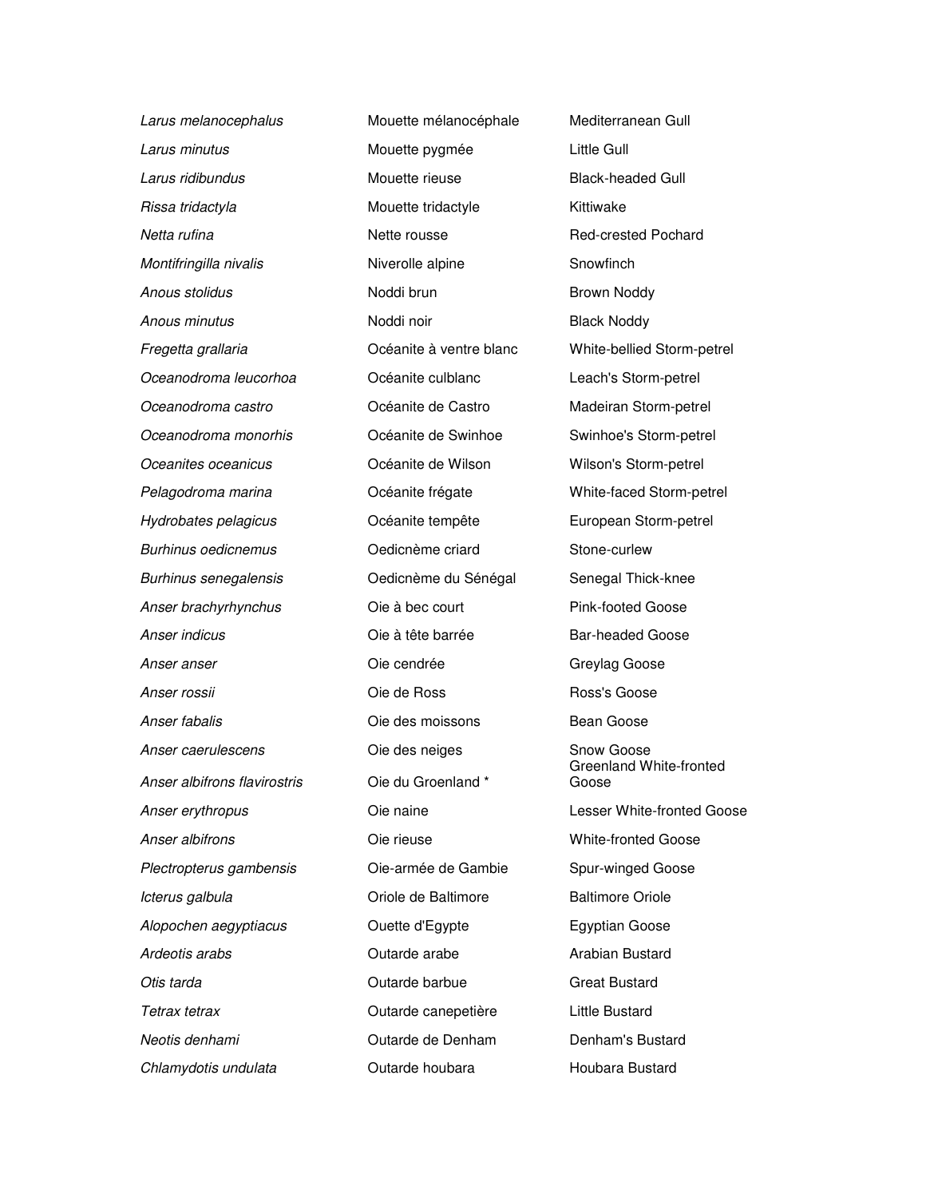| | | |
|---|---|---|
| *Larus melanocephalus* | Mouette mélanocéphale | Mediterranean Gull |
| *Larus minutus* | Mouette pygmée | Little Gull |
| *Larus ridibundus* | Mouette rieuse | Black-headed Gull |
| *Rissa tridactyla* | Mouette tridactyle | Kittiwake |
| *Netta rufina* | Nette rousse | Red-crested Pochard |
| *Montifringilla nivalis* | Niverolle alpine | Snowfinch |
| *Anous stolidus* | Noddi brun | Brown Noddy |
| *Anous minutus* | Noddi noir | Black Noddy |
| *Fregetta grallaria* | Océanite à ventre blanc | White-bellied Storm-petrel |
| *Oceanodroma leucorhoa* | Océanite culblanc | Leach's Storm-petrel |
| *Oceanodroma castro* | Océanite de Castro | Madeiran Storm-petrel |
| *Oceanodroma monorhis* | Océanite de Swinhoe | Swinhoe's Storm-petrel |
| *Oceanites oceanicus* | Océanite de Wilson | Wilson's Storm-petrel |
| *Pelagodroma marina* | Océanite frégate | White-faced Storm-petrel |
| *Hydrobates pelagicus* | Océanite tempête | European Storm-petrel |
| *Burhinus oedicnemus* | Oedicnème criard | Stone-curlew |
| *Burhinus senegalensis* | Oedicnème du Sénégal | Senegal Thick-knee |
| *Anser brachyrhynchus* | Oie à bec court | Pink-footed Goose |
| *Anser indicus* | Oie à tête barrée | Bar-headed Goose |
| *Anser anser* | Oie cendrée | Greylag Goose |
| *Anser rossii* | Oie de Ross | Ross's Goose |
| *Anser fabalis* | Oie des moissons | Bean Goose |
| *Anser caerulescens* | Oie des neiges | Snow Goose |
| *Anser albifrons flavirostris* | Oie du Groenland * | Greenland White-fronted Goose |
| *Anser erythropus* | Oie naine | Lesser White-fronted Goose |
| *Anser albifrons* | Oie rieuse | White-fronted Goose |
| *Plectropterus gambensis* | Oie-armée de Gambie | Spur-winged Goose |
| *Icterus galbula* | Oriole de Baltimore | Baltimore Oriole |
| *Alopochen aegyptiacus* | Ouette d'Egypte | Egyptian Goose |
| *Ardeotis arabs* | Outarde arabe | Arabian Bustard |
| *Otis tarda* | Outarde barbue | Great Bustard |
| *Tetrax tetrax* | Outarde canepetière | Little Bustard |
| *Neotis denhami* | Outarde de Denham | Denham's Bustard |
| *Chlamydotis undulata* | Outarde houbara | Houbara Bustard |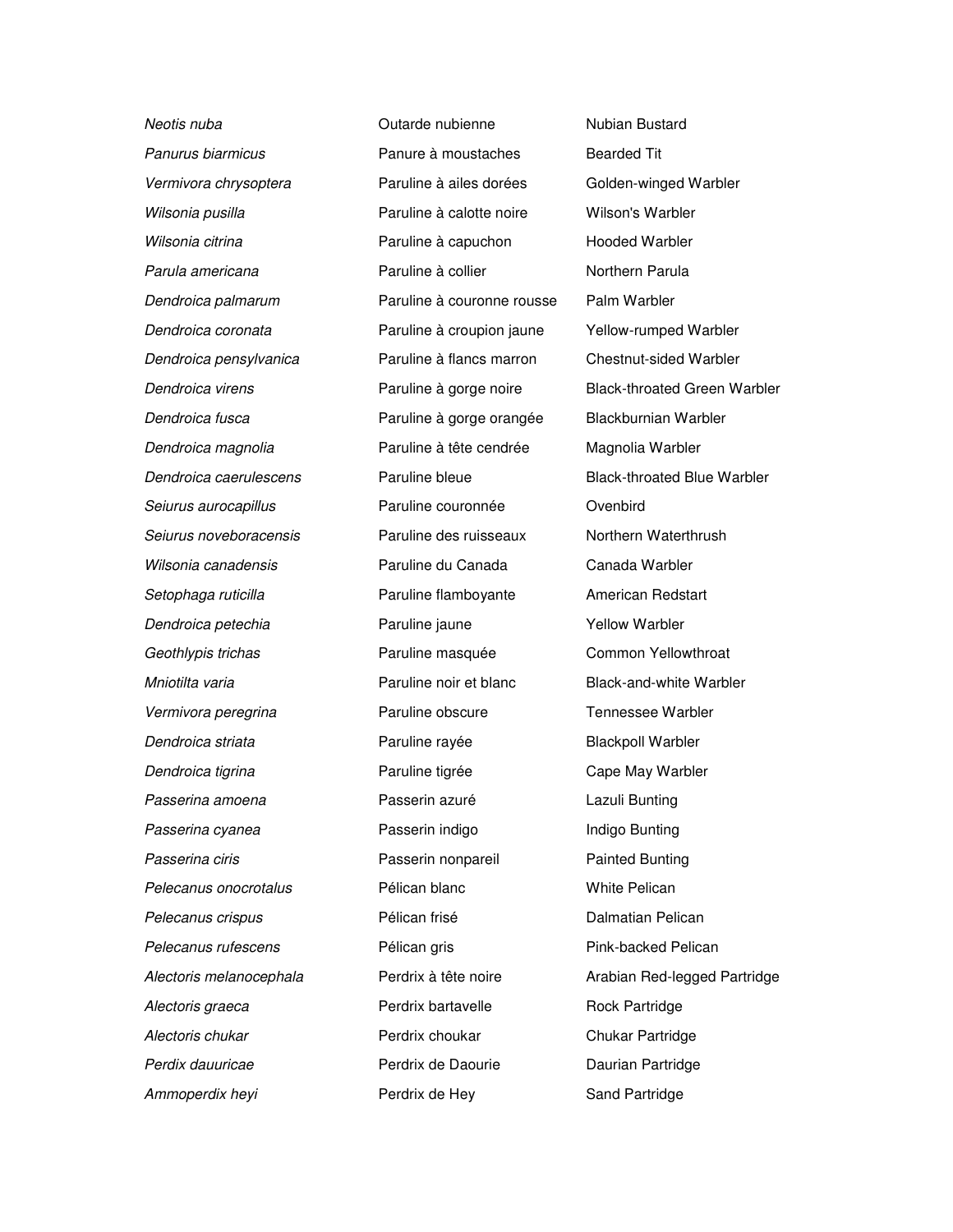| | | |
|---|---|---|
| *Neotis nuba* | Outarde nubienne | Nubian Bustard |
| *Panurus biarmicus* | Panure à moustaches | Bearded Tit |
| *Vermivora chrysoptera* | Paruline à ailes dorées | Golden-winged Warbler |
| *Wilsonia pusilla* | Paruline à calotte noire | Wilson's Warbler |
| *Wilsonia citrina* | Paruline à capuchon | Hooded Warbler |
| *Parula americana* | Paruline à collier | Northern Parula |
| *Dendroica palmarum* | Paruline à couronne rousse | Palm Warbler |
| *Dendroica coronata* | Paruline à croupion jaune | Yellow-rumped Warbler |
| *Dendroica pensylvanica* | Paruline à flancs marron | Chestnut-sided Warbler |
| *Dendroica virens* | Paruline à gorge noire | Black-throated Green Warbler |
| *Dendroica fusca* | Paruline à gorge orangée | Blackburnian Warbler |
| *Dendroica magnolia* | Paruline à tête cendrée | Magnolia Warbler |
| *Dendroica caerulescens* | Paruline bleue | Black-throated Blue Warbler |
| *Seiurus aurocapillus* | Paruline couronnée | Ovenbird |
| *Seiurus noveboracensis* | Paruline des ruisseaux | Northern Waterthrush |
| *Wilsonia canadensis* | Paruline du Canada | Canada Warbler |
| *Setophaga ruticilla* | Paruline flamboyante | American Redstart |
| *Dendroica petechia* | Paruline jaune | Yellow Warbler |
| *Geothlypis trichas* | Paruline masquée | Common Yellowthroat |
| *Mniotilta varia* | Paruline noir et blanc | Black-and-white Warbler |
| *Vermivora peregrina* | Paruline obscure | Tennessee Warbler |
| *Dendroica striata* | Paruline rayée | Blackpoll Warbler |
| *Dendroica tigrina* | Paruline tigrée | Cape May Warbler |
| *Passerina amoena* | Passerin azuré | Lazuli Bunting |
| *Passerina cyanea* | Passerin indigo | Indigo Bunting |
| *Passerina ciris* | Passerin nonpareil | Painted Bunting |
| *Pelecanus onocrotalus* | Pélican blanc | White Pelican |
| *Pelecanus crispus* | Pélican frisé | Dalmatian Pelican |
| *Pelecanus rufescens* | Pélican gris | Pink-backed Pelican |
| *Alectoris melanocephala* | Perdrix à tête noire | Arabian Red-legged Partridge |
| *Alectoris graeca* | Perdrix bartavelle | Rock Partridge |
| *Alectoris chukar* | Perdrix choukar | Chukar Partridge |
| *Perdix dauuricae* | Perdrix de Daourie | Daurian Partridge |
| *Ammoperdix heyi* | Perdrix de Hey | Sand Partridge |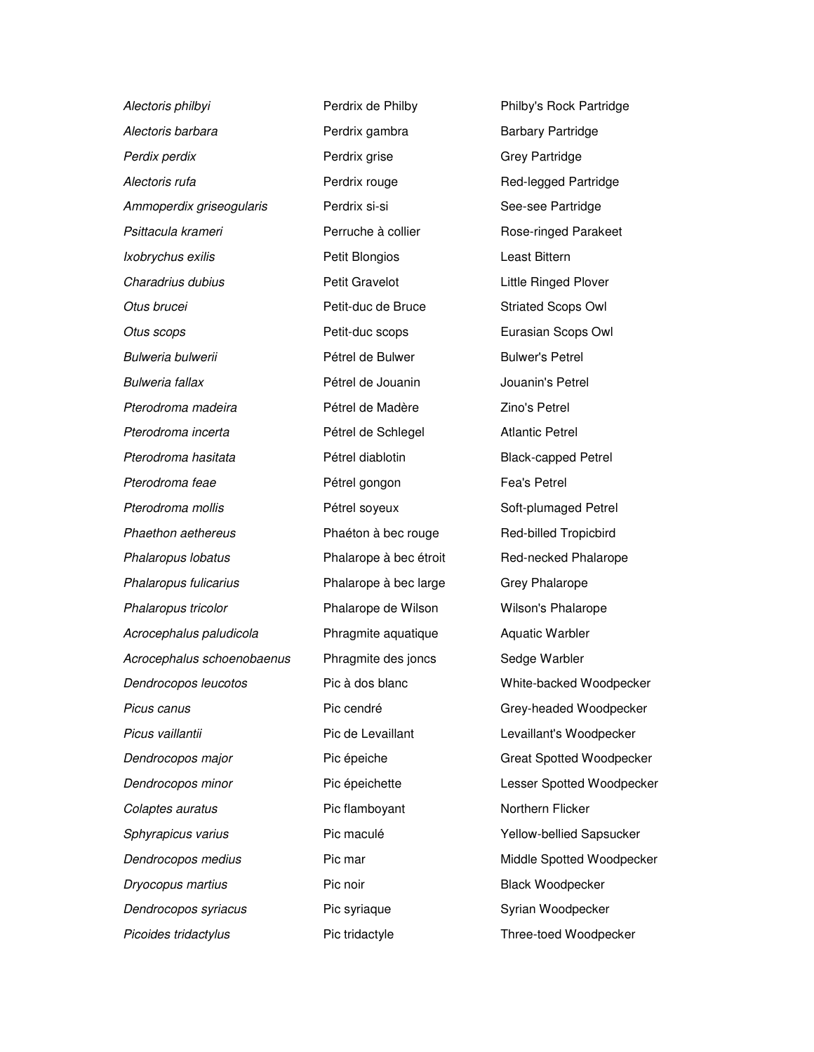| | | |
|---|---|---|
| *Alectoris philbyi* | Perdrix de Philby | Philby's Rock Partridge |
| *Alectoris barbara* | Perdrix gambra | Barbary Partridge |
| *Perdix perdix* | Perdrix grise | Grey Partridge |
| *Alectoris rufa* | Perdrix rouge | Red-legged Partridge |
| *Ammoperdix griseogularis* | Perdrix si-si | See-see Partridge |
| *Psittacula krameri* | Perruche à collier | Rose-ringed Parakeet |
| *Ixobrychus exilis* | Petit Blongios | Least Bittern |
| *Charadrius dubius* | Petit Gravelot | Little Ringed Plover |
| *Otus brucei* | Petit-duc de Bruce | Striated Scops Owl |
| *Otus scops* | Petit-duc scops | Eurasian Scops Owl |
| *Bulweria bulwerii* | Pétrel de Bulwer | Bulwer's Petrel |
| *Bulweria fallax* | Pétrel de Jouanin | Jouanin's Petrel |
| *Pterodroma madeira* | Pétrel de Madère | Zino's Petrel |
| *Pterodroma incerta* | Pétrel de Schlegel | Atlantic Petrel |
| *Pterodroma hasitata* | Pétrel diablotin | Black-capped Petrel |
| *Pterodroma feae* | Pétrel gongon | Fea's Petrel |
| *Pterodroma mollis* | Pétrel soyeux | Soft-plumaged Petrel |
| *Phaethon aethereus* | Phaéton à bec rouge | Red-billed Tropicbird |
| *Phalaropus lobatus* | Phalarope à bec étroit | Red-necked Phalarope |
| *Phalaropus fulicarius* | Phalarope à bec large | Grey Phalarope |
| *Phalaropus tricolor* | Phalarope de Wilson | Wilson's Phalarope |
| *Acrocephalus paludicola* | Phragmite aquatique | Aquatic Warbler |
| *Acrocephalus schoenobaenus* | Phragmite des joncs | Sedge Warbler |
| *Dendrocopos leucotos* | Pic à dos blanc | White-backed Woodpecker |
| *Picus canus* | Pic cendré | Grey-headed Woodpecker |
| *Picus vaillantii* | Pic de Levaillant | Levaillant's Woodpecker |
| *Dendrocopos major* | Pic épeiche | Great Spotted Woodpecker |
| *Dendrocopos minor* | Pic épeichette | Lesser Spotted Woodpecker |
| *Colaptes auratus* | Pic flamboyant | Northern Flicker |
| *Sphyrapicus varius* | Pic maculé | Yellow-bellied Sapsucker |
| *Dendrocopos medius* | Pic mar | Middle Spotted Woodpecker |
| *Dryocopus martius* | Pic noir | Black Woodpecker |
| *Dendrocopos syriacus* | Pic syriaque | Syrian Woodpecker |
| *Picoides tridactylus* | Pic tridactyle | Three-toed Woodpecker |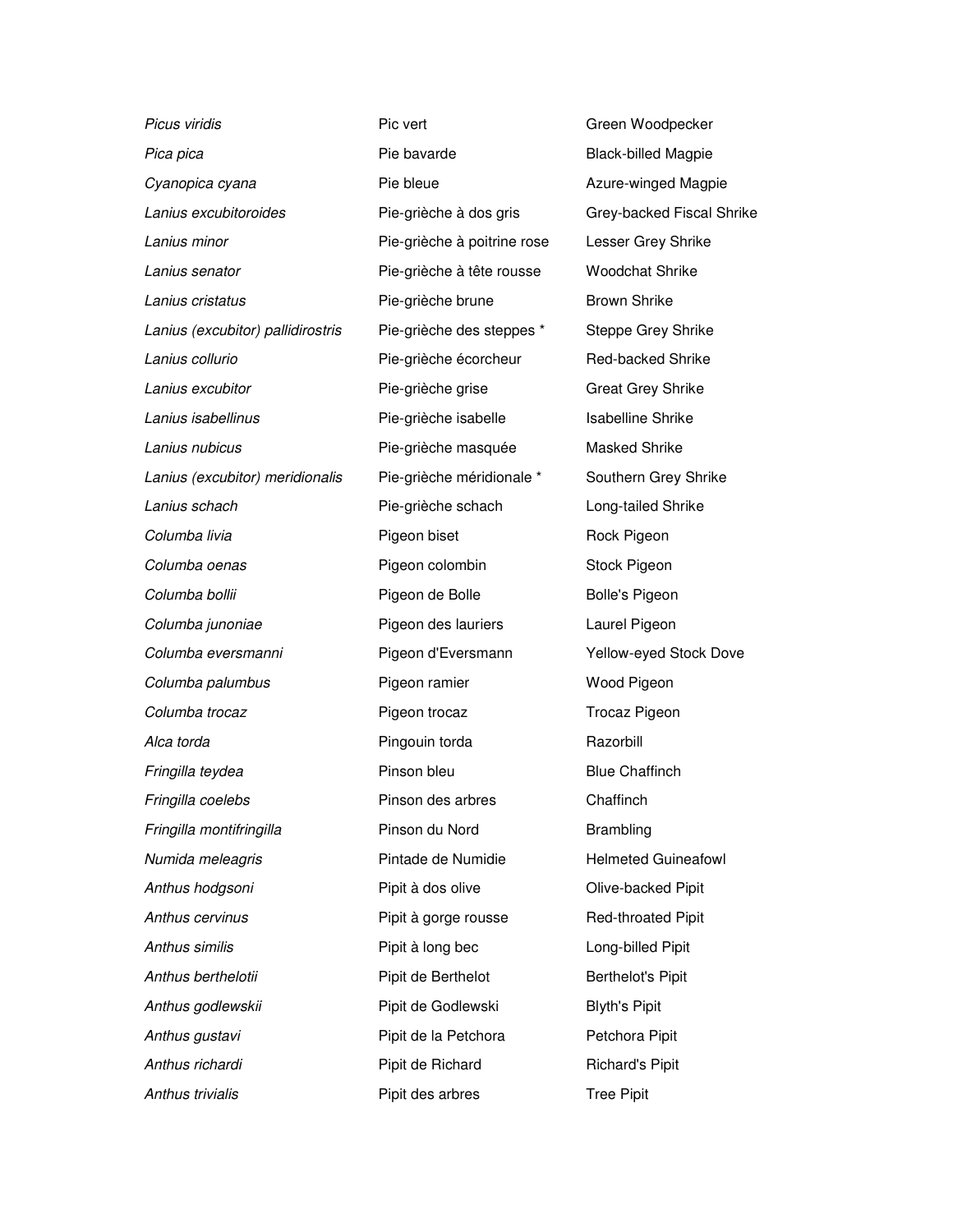| | | |
|---|---|---|
| *Picus viridis* | Pic vert | Green Woodpecker |
| *Pica pica* | Pie bavarde | Black-billed Magpie |
| *Cyanopica cyana* | Pie bleue | Azure-winged Magpie |
| *Lanius excubitoroides* | Pie-grièche à dos gris | Grey-backed Fiscal Shrike |
| *Lanius minor* | Pie-grièche à poitrine rose | Lesser Grey Shrike |
| *Lanius senator* | Pie-grièche à tête rousse | Woodchat Shrike |
| *Lanius cristatus* | Pie-grièche brune | Brown Shrike |
| *Lanius (excubitor) pallidirostris* | Pie-grièche des steppes * | Steppe Grey Shrike |
| *Lanius collurio* | Pie-grièche écorcheur | Red-backed Shrike |
| *Lanius excubitor* | Pie-grièche grise | Great Grey Shrike |
| *Lanius isabellinus* | Pie-grièche isabelle | Isabelline Shrike |
| *Lanius nubicus* | Pie-grièche masquée | Masked Shrike |
| *Lanius (excubitor) meridionalis* | Pie-grièche méridionale * | Southern Grey Shrike |
| *Lanius schach* | Pie-grièche schach | Long-tailed Shrike |
| *Columba livia* | Pigeon biset | Rock Pigeon |
| *Columba oenas* | Pigeon colombin | Stock Pigeon |
| *Columba bollii* | Pigeon de Bolle | Bolle's Pigeon |
| *Columba junoniae* | Pigeon des lauriers | Laurel Pigeon |
| *Columba eversmanni* | Pigeon d'Eversmann | Yellow-eyed Stock Dove |
| *Columba palumbus* | Pigeon ramier | Wood Pigeon |
| *Columba trocaz* | Pigeon trocaz | Trocaz Pigeon |
| *Alca torda* | Pingouin torda | Razorbill |
| *Fringilla teydea* | Pinson bleu | Blue Chaffinch |
| *Fringilla coelebs* | Pinson des arbres | Chaffinch |
| *Fringilla montifringilla* | Pinson du Nord | Brambling |
| *Numida meleagris* | Pintade de Numidie | Helmeted Guineafowl |
| *Anthus hodgsoni* | Pipit à dos olive | Olive-backed Pipit |
| *Anthus cervinus* | Pipit à gorge rousse | Red-throated Pipit |
| *Anthus similis* | Pipit à long bec | Long-billed Pipit |
| *Anthus berthelotii* | Pipit de Berthelot | Berthelot's Pipit |
| *Anthus godlewskii* | Pipit de Godlewski | Blyth's Pipit |
| *Anthus gustavi* | Pipit de la Petchora | Petchora Pipit |
| *Anthus richardi* | Pipit de Richard | Richard's Pipit |
| *Anthus trivialis* | Pipit des arbres | Tree Pipit |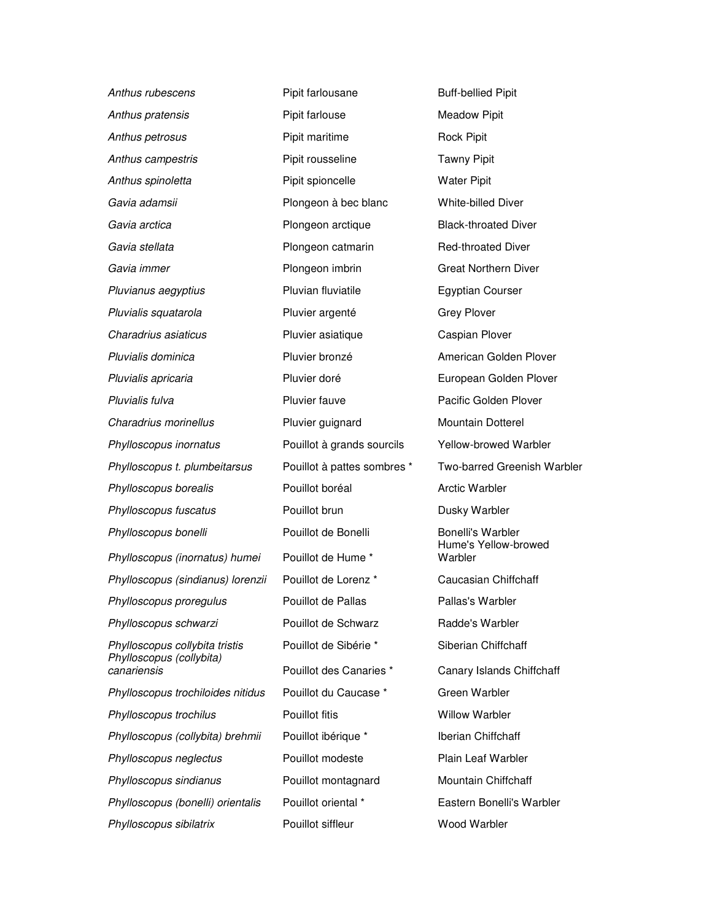| | | |
|---|---|---|
| *Anthus rubescens* | Pipit farlousane | Buff-bellied Pipit |
| *Anthus pratensis* | Pipit farlouse | Meadow Pipit |
| *Anthus petrosus* | Pipit maritime | Rock Pipit |
| *Anthus campestris* | Pipit rousseline | Tawny Pipit |
| *Anthus spinoletta* | Pipit spioncelle | Water Pipit |
| *Gavia adamsii* | Plongeon à bec blanc | White-billed Diver |
| *Gavia arctica* | Plongeon arctique | Black-throated Diver |
| *Gavia stellata* | Plongeon catmarin | Red-throated Diver |
| *Gavia immer* | Plongeon imbrin | Great Northern Diver |
| *Pluvianus aegyptius* | Pluvian fluviatile | Egyptian Courser |
| *Pluvialis squatarola* | Pluvier argenté | Grey Plover |
| *Charadrius asiaticus* | Pluvier asiatique | Caspian Plover |
| *Pluvialis dominica* | Pluvier bronzé | American Golden Plover |
| *Pluvialis apricaria* | Pluvier doré | European Golden Plover |
| *Pluvialis fulva* | Pluvier fauve | Pacific Golden Plover |
| *Charadrius morinellus* | Pluvier guignard | Mountain Dotterel |
| *Phylloscopus inornatus* | Pouillot à grands sourcils | Yellow-browed Warbler |
| *Phylloscopus t. plumbeitarsus* | Pouillot à pattes sombres * | Two-barred Greenish Warbler |
| *Phylloscopus borealis* | Pouillot boréal | Arctic Warbler |
| *Phylloscopus fuscatus* | Pouillot brun | Dusky Warbler |
| *Phylloscopus bonelli* | Pouillot de Bonelli | Bonelli's Warbler |
| *Phylloscopus (inornatus) humei* | Pouillot de Hume * | Hume's Yellow-browed Warbler |
| *Phylloscopus (sindianus) lorenzii* | Pouillot de Lorenz * | Caucasian Chiffchaff |
| *Phylloscopus proregulus* | Pouillot de Pallas | Pallas's Warbler |
| *Phylloscopus schwarzi* | Pouillot de Schwarz | Radde's Warbler |
| *Phylloscopus collybita tristis* | Pouillot de Sibérie * | Siberian Chiffchaff |
| *Phylloscopus (collybita) canariensis* | Pouillot des Canaries * | Canary Islands Chiffchaff |
| *Phylloscopus trochiloides nitidus* | Pouillot du Caucase * | Green Warbler |
| *Phylloscopus trochilus* | Pouillot fitis | Willow Warbler |
| *Phylloscopus (collybita) brehmii* | Pouillot ibérique * | Iberian Chiffchaff |
| *Phylloscopus neglectus* | Pouillot modeste | Plain Leaf Warbler |
| *Phylloscopus sindianus* | Pouillot montagnard | Mountain Chiffchaff |
| *Phylloscopus (bonelli) orientalis* | Pouillot oriental * | Eastern Bonelli's Warbler |
| *Phylloscopus sibilatrix* | Pouillot siffleur | Wood Warbler |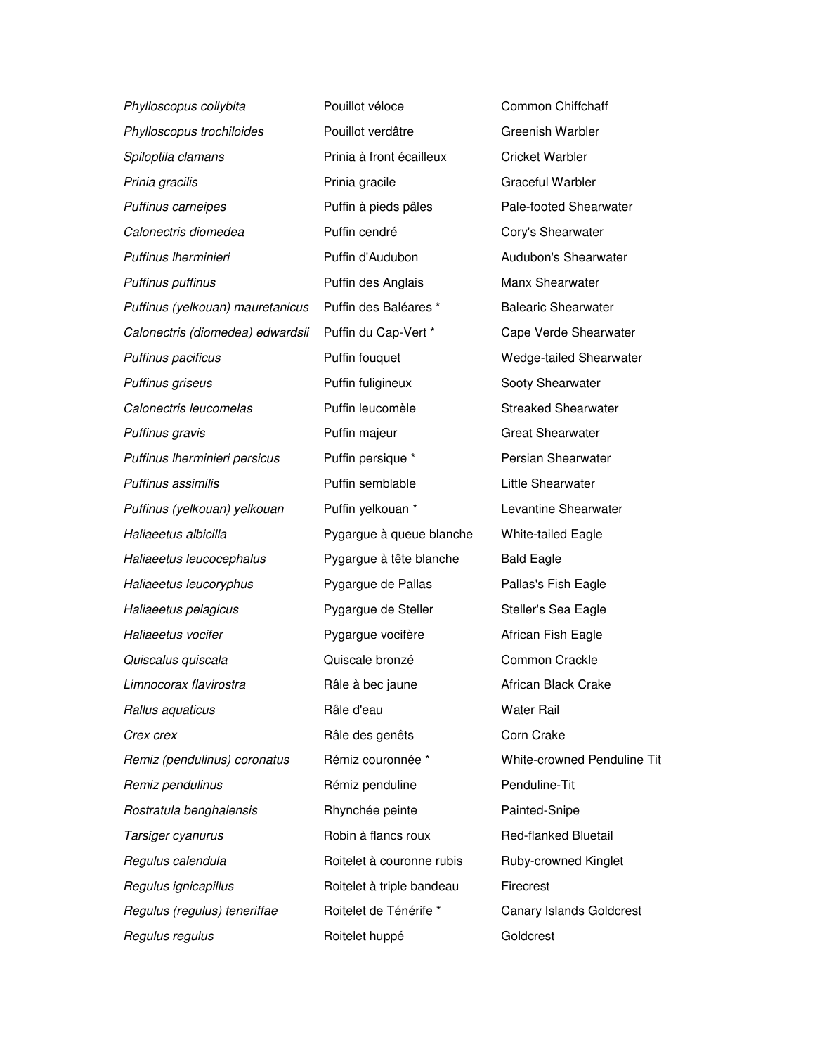| | | |
|---|---|---|
| *Phylloscopus collybita* | Pouillot véloce | Common Chiffchaff |
| *Phylloscopus trochiloides* | Pouillot verdâtre | Greenish Warbler |
| *Spiloptila clamans* | Prinia à front écailleux | Cricket Warbler |
| *Prinia gracilis* | Prinia gracile | Graceful Warbler |
| *Puffinus carneipes* | Puffin à pieds pâles | Pale-footed Shearwater |
| *Calonectris diomedea* | Puffin cendré | Cory's Shearwater |
| *Puffinus lherminieri* | Puffin d'Audubon | Audubon's Shearwater |
| *Puffinus puffinus* | Puffin des Anglais | Manx Shearwater |
| *Puffinus (yelkouan) mauretanicus* | Puffin des Baléares * | Balearic Shearwater |
| *Calonectris (diomedea) edwardsii* | Puffin du Cap-Vert * | Cape Verde Shearwater |
| *Puffinus pacificus* | Puffin fouquet | Wedge-tailed Shearwater |
| *Puffinus griseus* | Puffin fuligineux | Sooty Shearwater |
| *Calonectris leucomelas* | Puffin leucomèle | Streaked Shearwater |
| *Puffinus gravis* | Puffin majeur | Great Shearwater |
| *Puffinus lherminieri persicus* | Puffin persique * | Persian Shearwater |
| *Puffinus assimilis* | Puffin semblable | Little Shearwater |
| *Puffinus (yelkouan) yelkouan* | Puffin yelkouan * | Levantine Shearwater |
| *Haliaeetus albicilla* | Pygargue à queue blanche | White-tailed Eagle |
| *Haliaeetus leucocephalus* | Pygargue à tête blanche | Bald Eagle |
| *Haliaeetus leucoryphus* | Pygargue de Pallas | Pallas's Fish Eagle |
| *Haliaeetus pelagicus* | Pygargue de Steller | Steller's Sea Eagle |
| *Haliaeetus vocifer* | Pygargue vocifère | African Fish Eagle |
| *Quiscalus quiscala* | Quiscale bronzé | Common Crackle |
| *Limnocorax flavirostra* | Râle à bec jaune | African Black Crake |
| *Rallus aquaticus* | Râle d'eau | Water Rail |
| *Crex crex* | Râle des genêts | Corn Crake |
| *Remiz (pendulinus) coronatus* | Rémiz couronnée * | White-crowned Penduline Tit |
| *Remiz pendulinus* | Rémiz penduline | Penduline-Tit |
| *Rostratula benghalensis* | Rhynchée peinte | Painted-Snipe |
| *Tarsiger cyanurus* | Robin à flancs roux | Red-flanked Bluetail |
| *Regulus calendula* | Roitelet à couronne rubis | Ruby-crowned Kinglet |
| *Regulus ignicapillus* | Roitelet à triple bandeau | Firecrest |
| *Regulus (regulus) teneriffae* | Roitelet de Ténérife * | Canary Islands Goldcrest |
| *Regulus regulus* | Roitelet huppé | Goldcrest |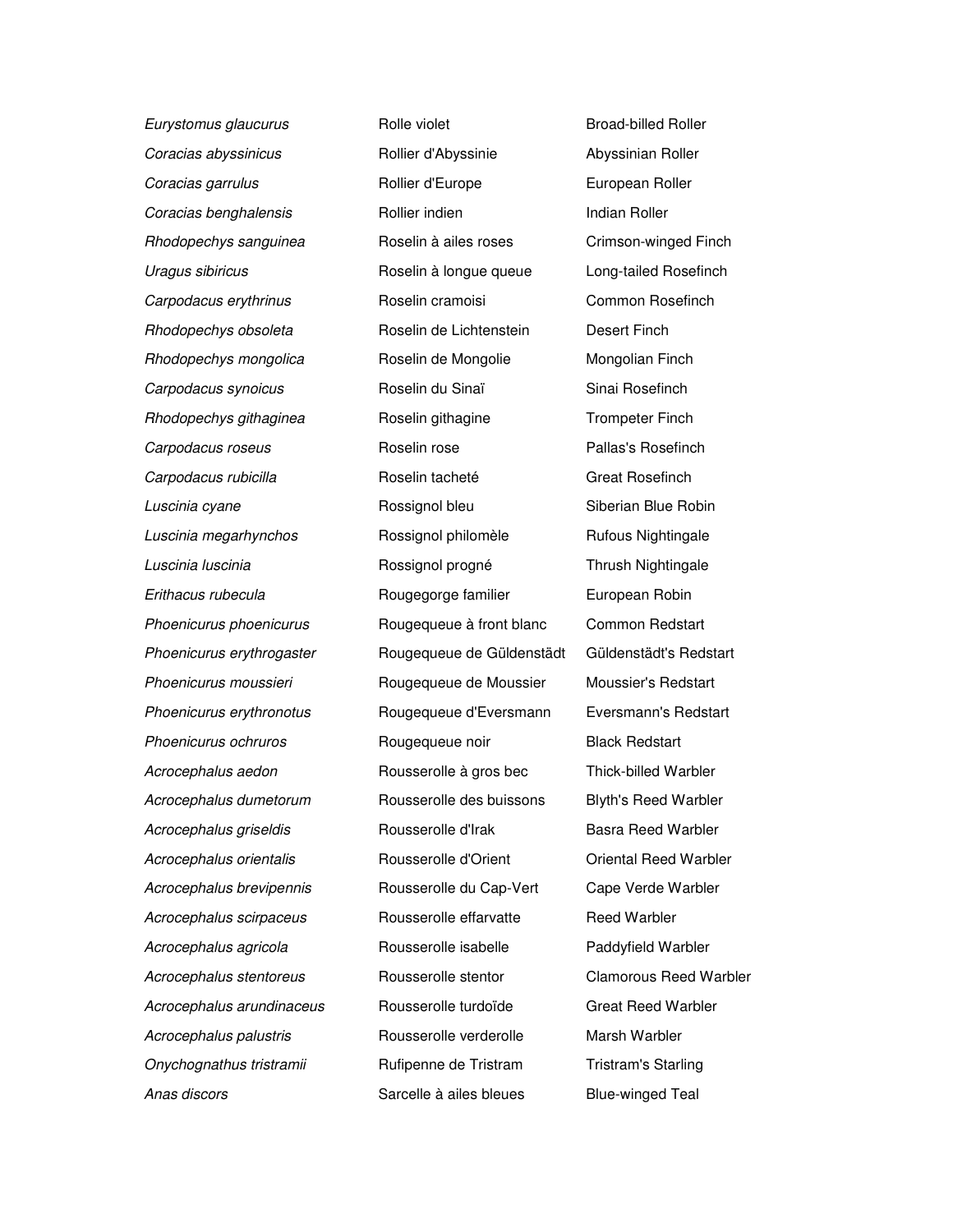| | | |
|---|---|---|
| *Eurystomus glaucurus* | Rolle violet | Broad-billed Roller |
| *Coracias abyssinicus* | Rollier d'Abyssinie | Abyssinian Roller |
| *Coracias garrulus* | Rollier d'Europe | European Roller |
| *Coracias benghalensis* | Rollier indien | Indian Roller |
| *Rhodopechys sanguinea* | Roselin à ailes roses | Crimson-winged Finch |
| *Uragus sibiricus* | Roselin à longue queue | Long-tailed Rosefinch |
| *Carpodacus erythrinus* | Roselin cramoisi | Common Rosefinch |
| *Rhodopechys obsoleta* | Roselin de Lichtenstein | Desert Finch |
| *Rhodopechys mongolica* | Roselin de Mongolie | Mongolian Finch |
| *Carpodacus synoicus* | Roselin du Sinaï | Sinai Rosefinch |
| *Rhodopechys githaginea* | Roselin githagine | Trompeter Finch |
| *Carpodacus roseus* | Roselin rose | Pallas's Rosefinch |
| *Carpodacus rubicilla* | Roselin tacheté | Great Rosefinch |
| *Luscinia cyane* | Rossignol bleu | Siberian Blue Robin |
| *Luscinia megarhynchos* | Rossignol philomèle | Rufous Nightingale |
| *Luscinia luscinia* | Rossignol progné | Thrush Nightingale |
| *Erithacus rubecula* | Rougegorge familier | European Robin |
| *Phoenicurus phoenicurus* | Rougequeue à front blanc | Common Redstart |
| *Phoenicurus erythrogaster* | Rougequeue de Güldenstädt | Güldenstädt's Redstart |
| *Phoenicurus moussieri* | Rougequeue de Moussier | Moussier's Redstart |
| *Phoenicurus erythronotus* | Rougequeue d'Eversmann | Eversmann's Redstart |
| *Phoenicurus ochruros* | Rougequeue noir | Black Redstart |
| *Acrocephalus aedon* | Rousserolle à gros bec | Thick-billed Warbler |
| *Acrocephalus dumetorum* | Rousserolle des buissons | Blyth's Reed Warbler |
| *Acrocephalus griseldis* | Rousserolle d'Irak | Basra Reed Warbler |
| *Acrocephalus orientalis* | Rousserolle d'Orient | Oriental Reed Warbler |
| *Acrocephalus brevipennis* | Rousserolle du Cap-Vert | Cape Verde Warbler |
| *Acrocephalus scirpaceus* | Rousserolle effarvatte | Reed Warbler |
| *Acrocephalus agricola* | Rousserolle isabelle | Paddyfield Warbler |
| *Acrocephalus stentoreus* | Rousserolle stentor | Clamorous Reed Warbler |
| *Acrocephalus arundinaceus* | Rousserolle turdoïde | Great Reed Warbler |
| *Acrocephalus palustris* | Rousserolle verderolle | Marsh Warbler |
| *Onychognathus tristramii* | Rufipenne de Tristram | Tristram's Starling |
| *Anas discors* | Sarcelle à ailes bleues | Blue-winged Teal |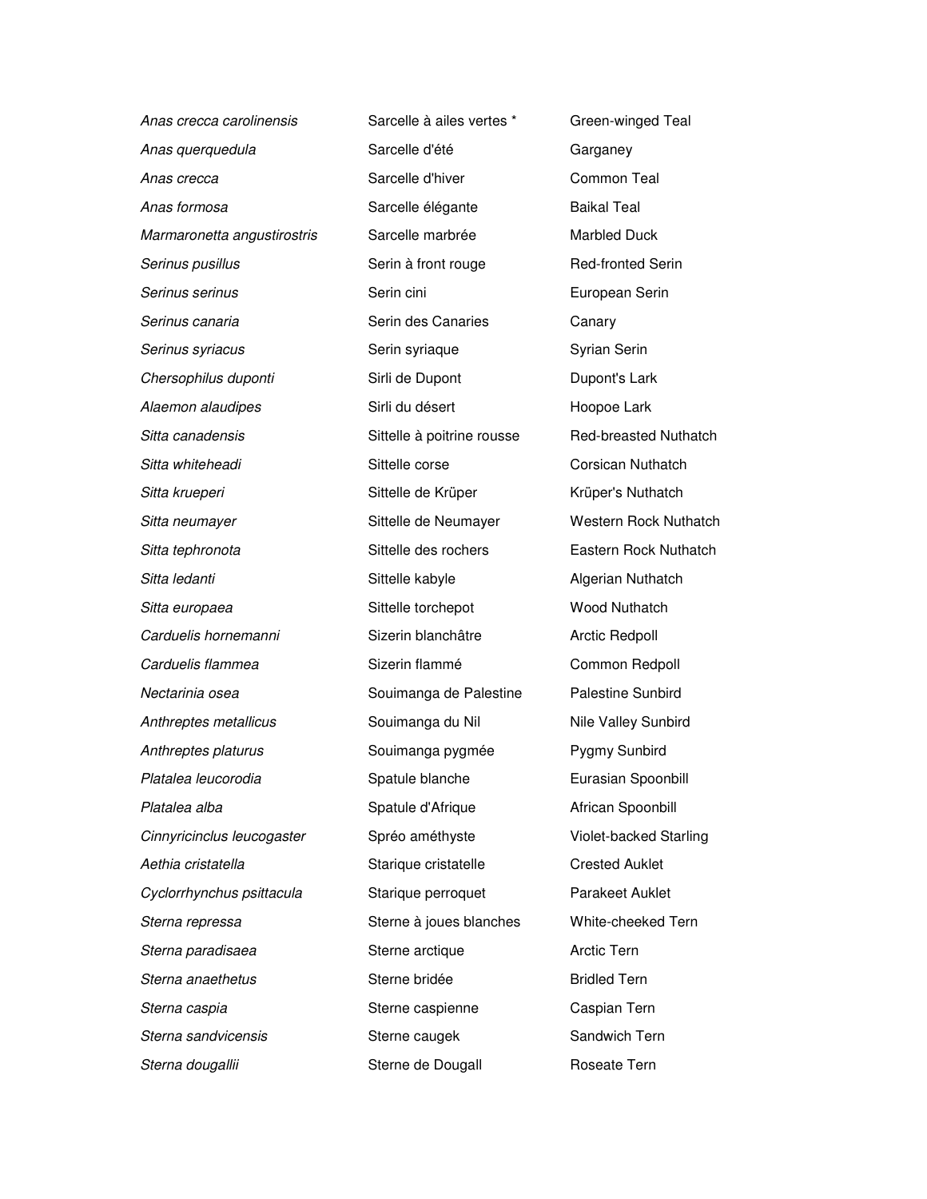| | | |
|---|---|---|
| *Anas crecca carolinensis* | Sarcelle à ailes vertes * | Green-winged Teal |
| *Anas querquedula* | Sarcelle d'été | Garganey |
| *Anas crecca* | Sarcelle d'hiver | Common Teal |
| *Anas formosa* | Sarcelle élégante | Baikal Teal |
| *Marmaronetta angustirostris* | Sarcelle marbrée | Marbled Duck |
| *Serinus pusillus* | Serin à front rouge | Red-fronted Serin |
| *Serinus serinus* | Serin cini | European Serin |
| *Serinus canaria* | Serin des Canaries | Canary |
| *Serinus syriacus* | Serin syriaque | Syrian Serin |
| *Chersophilus duponti* | Sirli de Dupont | Dupont's Lark |
| *Alaemon alaudipes* | Sirli du désert | Hoopoe Lark |
| *Sitta canadensis* | Sittelle à poitrine rousse | Red-breasted Nuthatch |
| *Sitta whiteheadi* | Sittelle corse | Corsican Nuthatch |
| *Sitta krueperi* | Sittelle de Krüper | Krüper's Nuthatch |
| *Sitta neumayer* | Sittelle de Neumayer | Western Rock Nuthatch |
| *Sitta tephronota* | Sittelle des rochers | Eastern Rock Nuthatch |
| *Sitta ledanti* | Sittelle kabyle | Algerian Nuthatch |
| *Sitta europaea* | Sittelle torchepot | Wood Nuthatch |
| *Carduelis hornemanni* | Sizerin blanchâtre | Arctic Redpoll |
| *Carduelis flammea* | Sizerin flammé | Common Redpoll |
| *Nectarinia osea* | Souimanga de Palestine | Palestine Sunbird |
| *Anthreptes metallicus* | Souimanga du Nil | Nile Valley Sunbird |
| *Anthreptes platurus* | Souimanga pygmée | Pygmy Sunbird |
| *Platalea leucorodia* | Spatule blanche | Eurasian Spoonbill |
| *Platalea alba* | Spatule d'Afrique | African Spoonbill |
| *Cinnyricinclus leucogaster* | Spréo améthyste | Violet-backed Starling |
| *Aethia cristatella* | Starique cristatelle | Crested Auklet |
| *Cyclorrhynchus psittacula* | Starique perroquet | Parakeet Auklet |
| *Sterna repressa* | Sterne à joues blanches | White-cheeked Tern |
| *Sterna paradisaea* | Sterne arctique | Arctic Tern |
| *Sterna anaethetus* | Sterne bridée | Bridled Tern |
| *Sterna caspia* | Sterne caspienne | Caspian Tern |
| *Sterna sandvicensis* | Sterne caugek | Sandwich Tern |
| *Sterna dougallii* | Sterne de Dougall | Roseate Tern |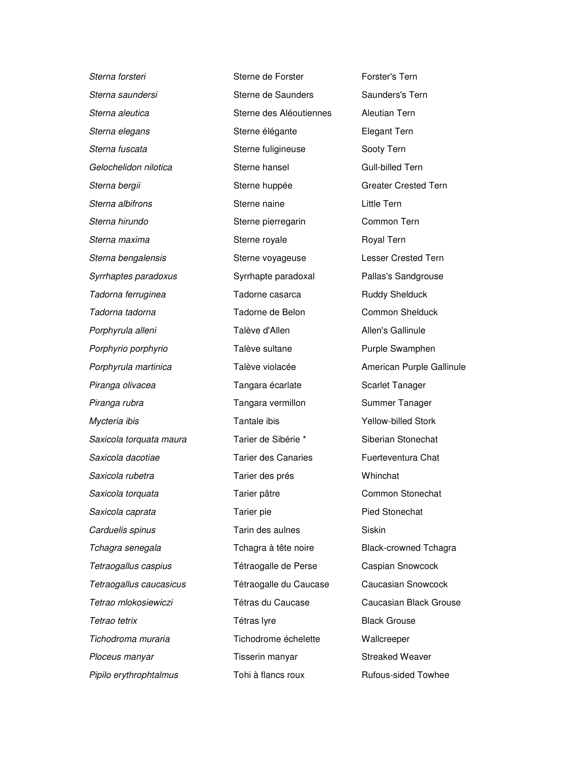| | | |
|---|---|---|
| *Sterna forsteri* | Sterne de Forster | Forster's Tern |
| *Sterna saundersi* | Sterne de Saunders | Saunders's Tern |
| *Sterna aleutica* | Sterne des Aléoutiennes | Aleutian Tern |
| *Sterna elegans* | Sterne élégante | Elegant Tern |
| *Sterna fuscata* | Sterne fuligineuse | Sooty Tern |
| *Gelochelidon nilotica* | Sterne hansel | Gull-billed Tern |
| *Sterna bergii* | Sterne huppée | Greater Crested Tern |
| *Sterna albifrons* | Sterne naine | Little Tern |
| *Sterna hirundo* | Sterne pierregarin | Common Tern |
| *Sterna maxima* | Sterne royale | Royal Tern |
| *Sterna bengalensis* | Sterne voyageuse | Lesser Crested Tern |
| *Syrrhaptes paradoxus* | Syrrhapte paradoxal | Pallas's Sandgrouse |
| *Tadorna ferruginea* | Tadorne casarca | Ruddy Shelduck |
| *Tadorna tadorna* | Tadorne de Belon | Common Shelduck |
| *Porphyrula alleni* | Talève d'Allen | Allen's Gallinule |
| *Porphyrio porphyrio* | Talève sultane | Purple Swamphen |
| *Porphyrula martinica* | Talève violacée | American Purple Gallinule |
| *Piranga olivacea* | Tangara écarlate | Scarlet Tanager |
| *Piranga rubra* | Tangara vermillon | Summer Tanager |
| *Mycteria ibis* | Tantale ibis | Yellow-billed Stork |
| *Saxicola torquata maura* | Tarier de Sibérie * | Siberian Stonechat |
| *Saxicola dacotiae* | Tarier des Canaries | Fuerteventura Chat |
| *Saxicola rubetra* | Tarier des prés | Whinchat |
| *Saxicola torquata* | Tarier pâtre | Common Stonechat |
| *Saxicola caprata* | Tarier pie | Pied Stonechat |
| *Carduelis spinus* | Tarin des aulnes | Siskin |
| *Tchagra senegala* | Tchagra à tête noire | Black-crowned Tchagra |
| *Tetraogallus caspius* | Tétraogalle de Perse | Caspian Snowcock |
| *Tetraogallus caucasicus* | Tétraogalle du Caucase | Caucasian Snowcock |
| *Tetrao mlokosiewiczi* | Tétras du Caucase | Caucasian Black Grouse |
| *Tetrao tetrix* | Tétras lyre | Black Grouse |
| *Tichodroma muraria* | Tichodrome échelette | Wallcreeper |
| *Ploceus manyar* | Tisserin manyar | Streaked Weaver |
| *Pipilo erythrophtalmus* | Tohi à flancs roux | Rufous-sided Towhee |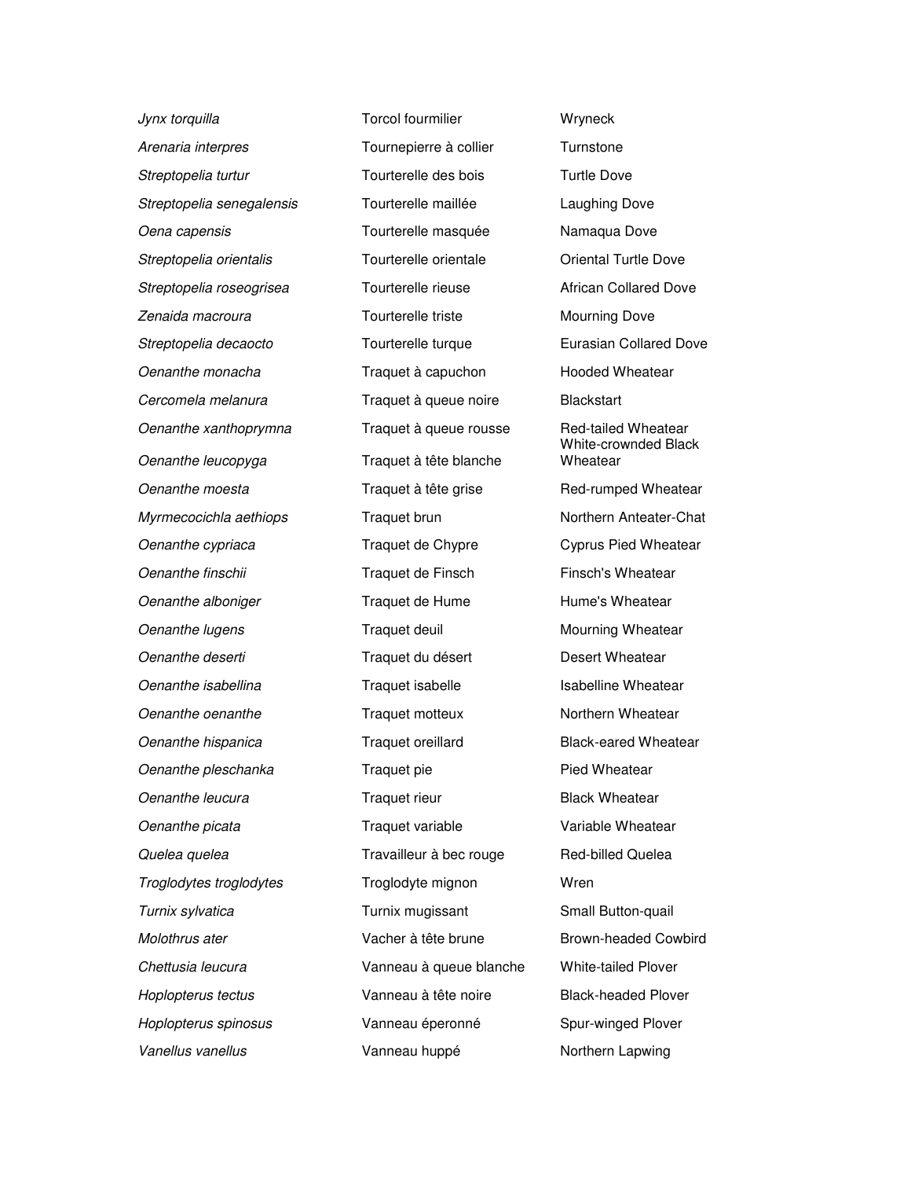| | | |
|---|---|---|
| *Jynx torquilla* | Torcol fourmilier | Wryneck |
| *Arenaria interpres* | Tournepierre à collier | Turnstone |
| *Streptopelia turtur* | Tourterelle des bois | Turtle Dove |
| *Streptopelia senegalensis* | Tourterelle maillée | Laughing Dove |
| *Oena capensis* | Tourterelle masquée | Namaqua Dove |
| *Streptopelia orientalis* | Tourterelle orientale | Oriental Turtle Dove |
| *Streptopelia roseogrisea* | Tourterelle rieuse | African Collared Dove |
| *Zenaida macroura* | Tourterelle triste | Mourning Dove |
| *Streptopelia decaocto* | Tourterelle turque | Eurasian Collared Dove |
| *Oenanthe monacha* | Traquet à capuchon | Hooded Wheatear |
| *Cercomela melanura* | Traquet à queue noire | Blackstart |
| *Oenanthe xanthoprymna* | Traquet à queue rousse | Red-tailed Wheatear |
| *Oenanthe leucopyga* | Traquet à tête blanche | White-crownded Black Wheatear |
| *Oenanthe moesta* | Traquet à tête grise | Red-rumped Wheatear |
| *Myrmecocichla aethiops* | Traquet brun | Northern Anteater-Chat |
| *Oenanthe cypriaca* | Traquet de Chypre | Cyprus Pied Wheatear |
| *Oenanthe finschii* | Traquet de Finsch | Finsch's Wheatear |
| *Oenanthe alboniger* | Traquet de Hume | Hume's Wheatear |
| *Oenanthe lugens* | Traquet deuil | Mourning Wheatear |
| *Oenanthe deserti* | Traquet du désert | Desert Wheatear |
| *Oenanthe isabellina* | Traquet isabelle | Isabelline Wheatear |
| *Oenanthe oenanthe* | Traquet motteux | Northern Wheatear |
| *Oenanthe hispanica* | Traquet oreillard | Black-eared Wheatear |
| *Oenanthe pleschanka* | Traquet pie | Pied Wheatear |
| *Oenanthe leucura* | Traquet rieur | Black Wheatear |
| *Oenanthe picata* | Traquet variable | Variable Wheatear |
| *Quelea quelea* | Travailleur à bec rouge | Red-billed Quelea |
| *Troglodytes troglodytes* | Troglodyte mignon | Wren |
| *Turnix sylvatica* | Turnix mugissant | Small Button-quail |
| *Molothrus ater* | Vacher à tête brune | Brown-headed Cowbird |
| *Chettusia leucura* | Vanneau à queue blanche | White-tailed Plover |
| *Hoplopterus tectus* | Vanneau à tête noire | Black-headed Plover |
| *Hoplopterus spinosus* | Vanneau éperonné | Spur-winged Plover |
| *Vanellus vanellus* | Vanneau huppé | Northern Lapwing |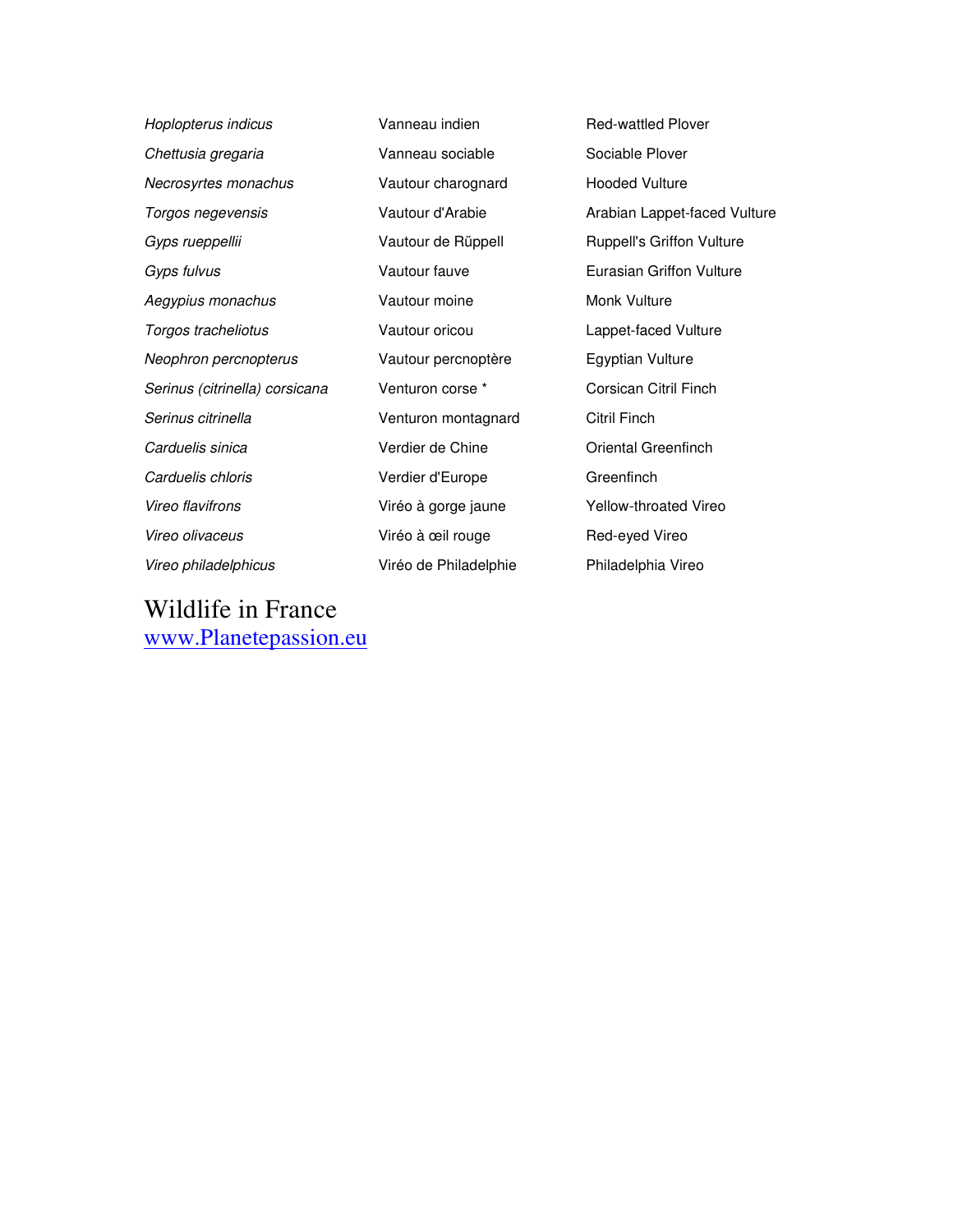| | | |
|---|---|---|
| *Hoplopterus indicus* | Vanneau indien | Red-wattled Plover |
| *Chettusia gregaria* | Vanneau sociable | Sociable Plover |
| *Necrosyrtes monachus* | Vautour charognard | Hooded Vulture |
| *Torgos negevensis* | Vautour d'Arabie | Arabian Lappet-faced Vulture |
| *Gyps rueppellii* | Vautour de Rüppell | Ruppell's Griffon Vulture |
| *Gyps fulvus* | Vautour fauve | Eurasian Griffon Vulture |
| *Aegypius monachus* | Vautour moine | Monk Vulture |
| *Torgos tracheliotus* | Vautour oricou | Lappet-faced Vulture |
| *Neophron percnopterus* | Vautour percnoptère | Egyptian Vulture |
| *Serinus (citrinella) corsicana* | Venturon corse * | Corsican Citril Finch |
| *Serinus citrinella* | Venturon montagnard | Citril Finch |
| *Carduelis sinica* | Verdier de Chine | Oriental Greenfinch |
| *Carduelis chloris* | Verdier d'Europe | Greenfinch |
| *Vireo flavifrons* | Viréo à gorge jaune | Yellow-throated Vireo |
| *Vireo olivaceus* | Viréo à œil rouge | Red-eyed Vireo |
| *Vireo philadelphicus* | Viréo de Philadelphie | Philadelphia Vireo |

Wildlife in France
[www.Planetepassion.eu](http://www.Planetepassion.eu)